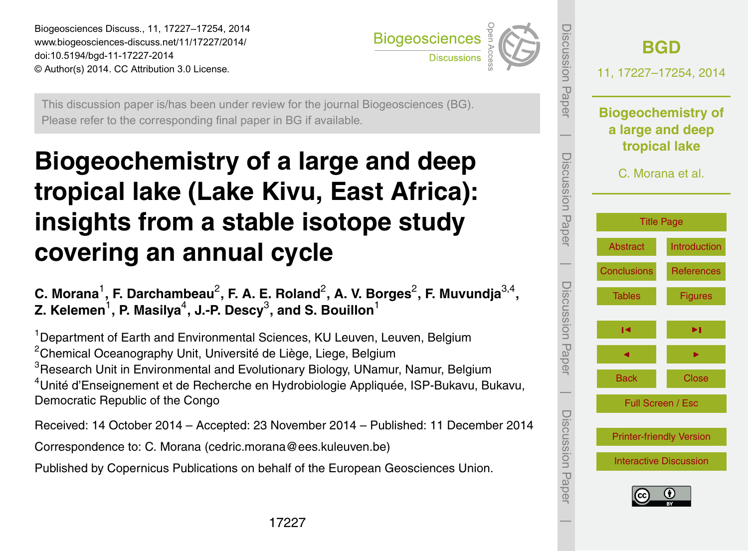This discussion paper is/has been under review for the journal Biogeosciences (BG). Please refer to the corresponding final paper in BG if available.

# Biogeochemistry of a large and deep tropical lake (Lake Kivu, East Africa): insights from a stable isotope study covering an annual cycle

**C. Morana[1], F. Darchambeau[2], F. A. E. Roland[2], A. V. Borges[2], F. Muvundja[3,4], Z. Kelemen[1], P. Masilya[4], J.-P. Descy[3], and S. Bouillon[1]**

[1]Department of Earth and Environmental Sciences, KU Leuven, Leuven, Belgium
[2]Chemical Oceanography Unit, Université de Liège, Liege, Belgium
[3]Research Unit in Environmental and Evolutionary Biology, UNamur, Namur, Belgium
[4]Unité d'Enseignement et de Recherche en Hydrobiologie Appliquée, ISP-Bukavu, Bukavu, Democratic Republic of the Congo

Received: 14 October 2014 – Accepted: 23 November 2014 – Published: 11 December 2014

Correspondence to: C. Morana (cedric.morana@ees.kuleuven.be)

Published by Copernicus Publications on behalf of the European Geosciences Union.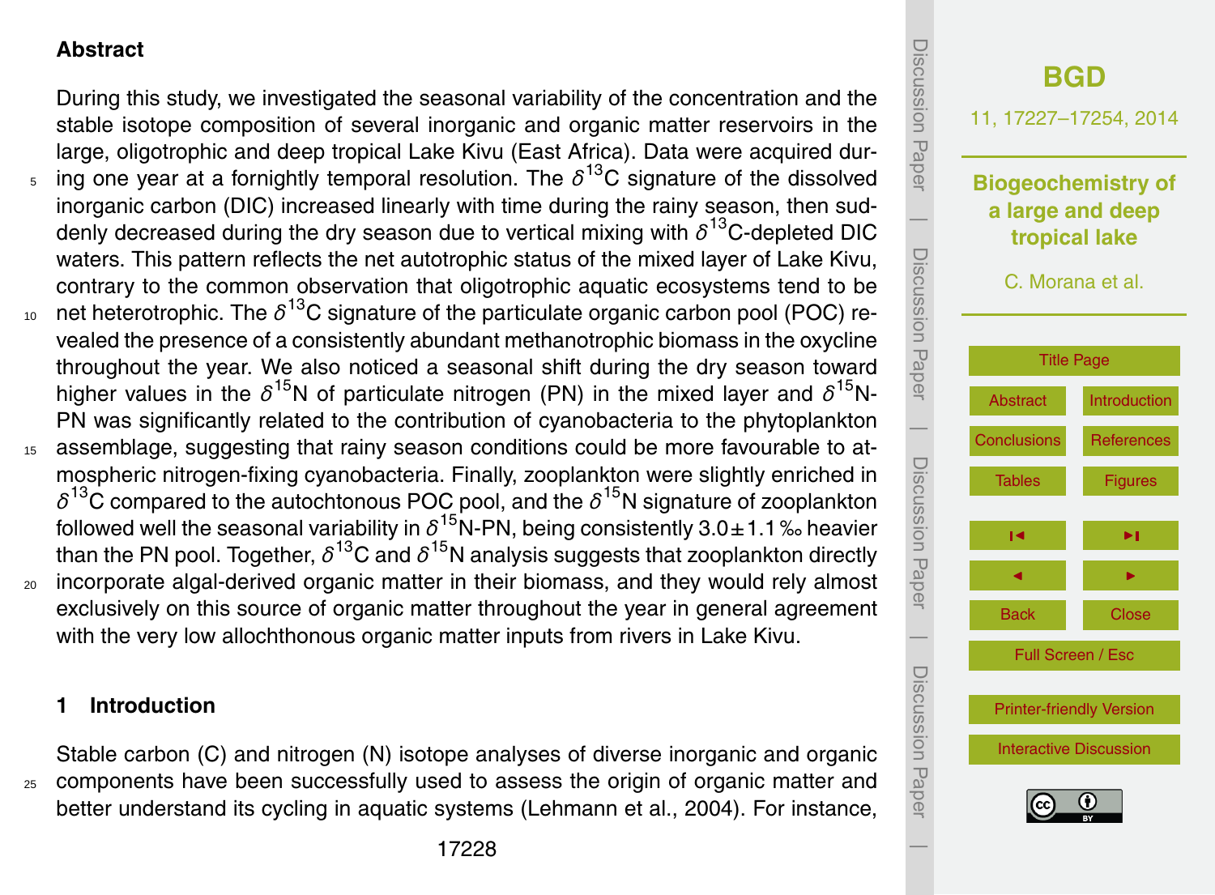## Abstract

During this study, we investigated the seasonal variability of the concentration and the stable isotope composition of several inorganic and organic matter reservoirs in the large, oligotrophic and deep tropical Lake Kivu (East Africa). Data were acquired during one year at a fornightly temporal resolution. The $\delta^{13}$C signature of the dissolved inorganic carbon (DIC) increased linearly with time during the rainy season, then suddenly decreased during the dry season due to vertical mixing with $\delta^{13}$C-depleted DIC waters. This pattern reflects the net autotrophic status of the mixed layer of Lake Kivu, contrary to the common observation that oligotrophic aquatic ecosystems tend to be net heterotrophic. The $\delta^{13}$C signature of the particulate organic carbon pool (POC) revealed the presence of a consistently abundant methanotrophic biomass in the oxycline throughout the year. We also noticed a seasonal shift during the dry season toward higher values in the $\delta^{15}$N of particulate nitrogen (PN) in the mixed layer and $\delta^{15}$N-PN was significantly related to the contribution of cyanobacteria to the phytoplankton assemblage, suggesting that rainy season conditions could be more favourable to atmospheric nitrogen-fixing cyanobacteria. Finally, zooplankton were slightly enriched in $\delta^{13}$C compared to the autochtonous POC pool, and the $\delta^{15}$N signature of zooplankton followed well the seasonal variability in $\delta^{15}$N-PN, being consistently $3.0 \pm 1.1$ ‰ heavier than the PN pool. Together, $\delta^{13}$C and $\delta^{15}$N analysis suggests that zooplankton directly incorporate algal-derived organic matter in their biomass, and they would rely almost exclusively on this source of organic matter throughout the year in general agreement with the very low allochthonous organic matter inputs from rivers in Lake Kivu.

## 1 Introduction

Stable carbon (C) and nitrogen (N) isotope analyses of diverse inorganic and organic components have been successfully used to assess the origin of organic matter and better understand its cycling in aquatic systems (Lehmann et al., 2004). For instance,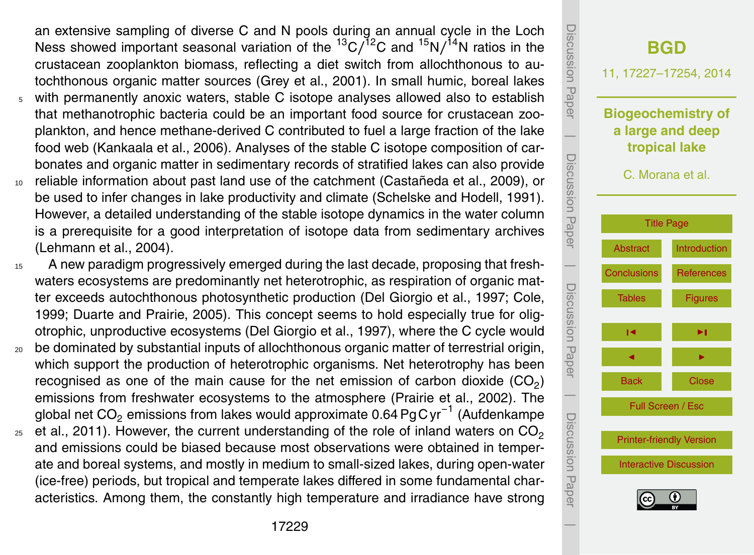an extensive sampling of diverse C and N pools during an annual cycle in the Loch Ness showed important seasonal variation of the $^{13}C/^{12}C$ and $^{15}N/^{14}N$ ratios in the crustacean zooplankton biomass, reflecting a diet switch from allochthonous to autochthonous organic matter sources (Grey et al., 2001). In small humic, boreal lakes with permanently anoxic waters, stable C isotope analyses allowed also to establish that methanotrophic bacteria could be an important food source for crustacean zooplankton, and hence methane-derived C contributed to fuel a large fraction of the lake food web (Kankaala et al., 2006). Analyses of the stable C isotope composition of carbonates and organic matter in sedimentary records of stratified lakes can also provide reliable information about past land use of the catchment (Castañeda et al., 2009), or be used to infer changes in lake productivity and climate (Schelske and Hodell, 1991). However, a detailed understanding of the stable isotope dynamics in the water column is a prerequisite for a good interpretation of isotope data from sedimentary archives (Lehmann et al., 2004).

A new paradigm progressively emerged during the last decade, proposing that freshwaters ecosystems are predominantly net heterotrophic, as respiration of organic matter exceeds autochthonous photosynthetic production (Del Giorgio et al., 1997; Cole, 1999; Duarte and Prairie, 2005). This concept seems to hold especially true for oligotrophic, unproductive ecosystems (Del Giorgio et al., 1997), where the C cycle would be dominated by substantial inputs of allochthonous organic matter of terrestrial origin, which support the production of heterotrophic organisms. Net heterotrophy has been recognised as one of the main cause for the net emission of carbon dioxide ($CO_2$) emissions from freshwater ecosystems to the atmosphere (Prairie et al., 2002). The global net $CO_2$ emissions from lakes would approximate 0.64 Pg C yr$^{-1}$ (Aufdenkampe et al., 2011). However, the current understanding of the role of inland waters on $CO_2$ and emissions could be biased because most observations were obtained in temperate and boreal systems, and mostly in medium to small-sized lakes, during open-water (ice-free) periods, but tropical and temperate lakes differed in some fundamental characteristics. Among them, the constantly high temperature and irradiance have strong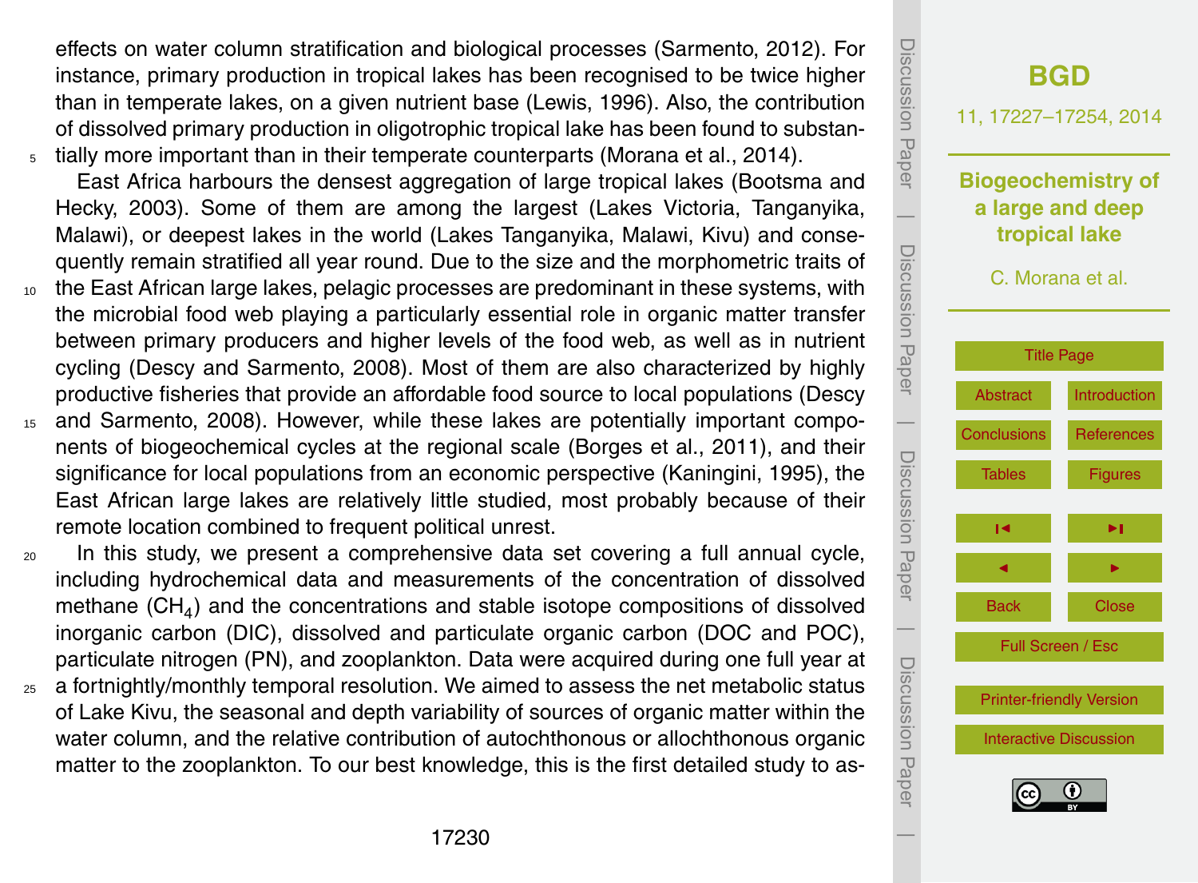effects on water column stratification and biological processes (Sarmento, 2012). For instance, primary production in tropical lakes has been recognised to be twice higher than in temperate lakes, on a given nutrient base (Lewis, 1996). Also, the contribution of dissolved primary production in oligotrophic tropical lake has been found to substantially more important than in their temperate counterparts (Morana et al., 2014).

East Africa harbours the densest aggregation of large tropical lakes (Bootsma and Hecky, 2003). Some of them are among the largest (Lakes Victoria, Tanganyika, Malawi), or deepest lakes in the world (Lakes Tanganyika, Malawi, Kivu) and consequently remain stratified all year round. Due to the size and the morphometric traits of the East African large lakes, pelagic processes are predominant in these systems, with the microbial food web playing a particularly essential role in organic matter transfer between primary producers and higher levels of the food web, as well as in nutrient cycling (Descy and Sarmento, 2008). Most of them are also characterized by highly productive fisheries that provide an affordable food source to local populations (Descy and Sarmento, 2008). However, while these lakes are potentially important components of biogeochemical cycles at the regional scale (Borges et al., 2011), and their significance for local populations from an economic perspective (Kaningini, 1995), the East African large lakes are relatively little studied, most probably because of their remote location combined to frequent political unrest.

In this study, we present a comprehensive data set covering a full annual cycle, including hydrochemical data and measurements of the concentration of dissolved methane ($CH_4$) and the concentrations and stable isotope compositions of dissolved inorganic carbon (DIC), dissolved and particulate organic carbon (DOC and POC), particulate nitrogen (PN), and zooplankton. Data were acquired during one full year at a fortnightly/monthly temporal resolution. We aimed to assess the net metabolic status of Lake Kivu, the seasonal and depth variability of sources of organic matter within the water column, and the relative contribution of autochthonous or allochthonous organic matter to the zooplankton. To our best knowledge, this is the first detailed study to as-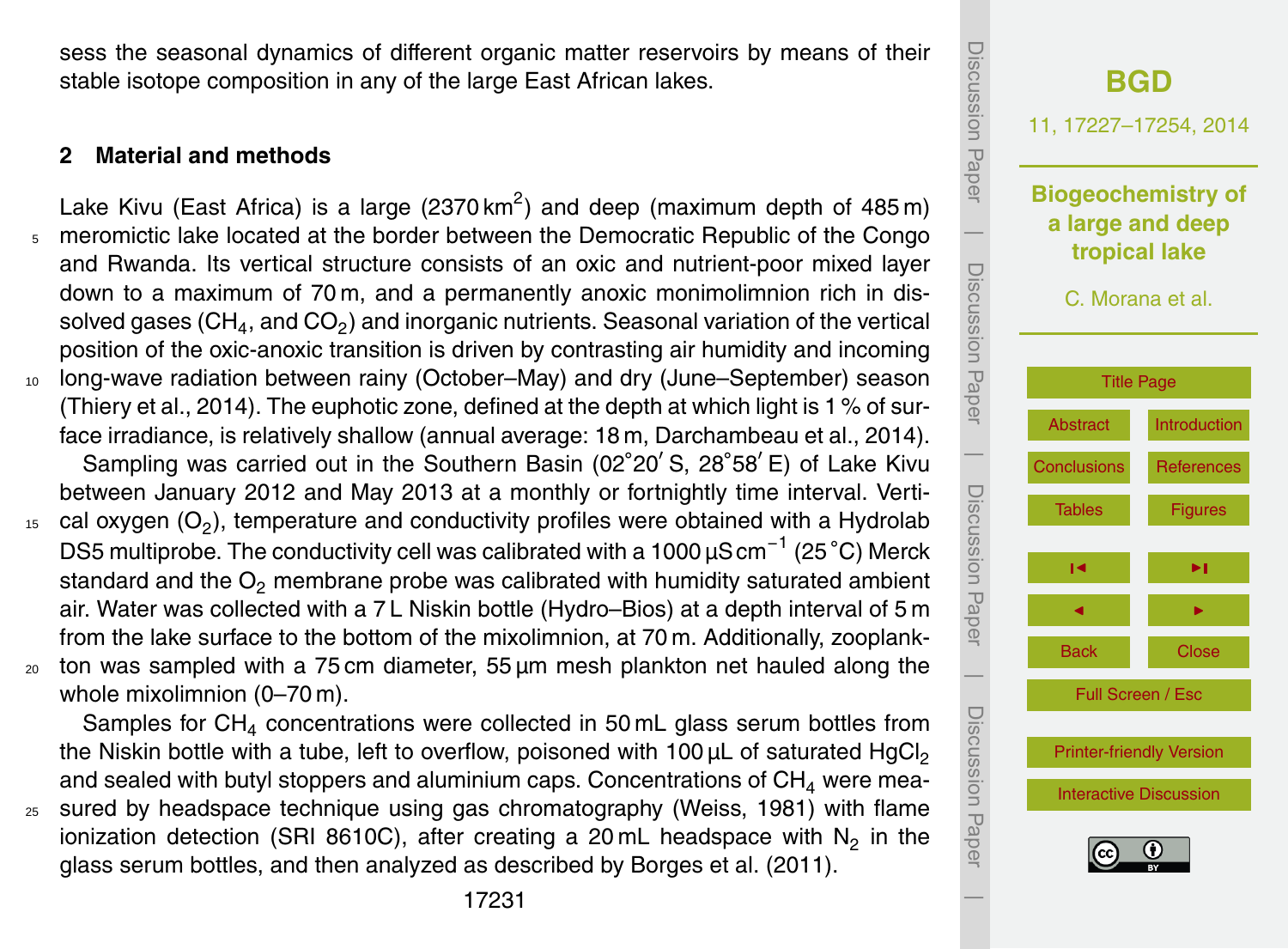sess the seasonal dynamics of different organic matter reservoirs by means of their stable isotope composition in any of the large East African lakes.

## 2 Material and methods

Lake Kivu (East Africa) is a large (2370 $km^2$) and deep (maximum depth of 485 m) meromictic lake located at the border between the Democratic Republic of the Congo and Rwanda. Its vertical structure consists of an oxic and nutrient-poor mixed layer down to a maximum of 70 m, and a permanently anoxic monimolimnion rich in dissolved gases ($CH_4$, and $CO_2$) and inorganic nutrients. Seasonal variation of the vertical position of the oxic-anoxic transition is driven by contrasting air humidity and incoming long-wave radiation between rainy (October–May) and dry (June–September) season (Thiery et al., 2014). The euphotic zone, defined at the depth at which light is 1 % of surface irradiance, is relatively shallow (annual average: 18 m, Darchambeau et al., 2014).

Sampling was carried out in the Southern Basin (02°20′ S, 28°58′ E) of Lake Kivu between January 2012 and May 2013 at a monthly or fortnightly time interval. Vertical oxygen ($O_2$), temperature and conductivity profiles were obtained with a Hydrolab DS5 multiprobe. The conductivity cell was calibrated with a 1000 $\mu S\,cm^{-1}$ (25 °C) Merck standard and the $O_2$ membrane probe was calibrated with humidity saturated ambient air. Water was collected with a 7 L Niskin bottle (Hydro–Bios) at a depth interval of 5 m from the lake surface to the bottom of the mixolimnion, at 70 m. Additionally, zooplankton was sampled with a 75 cm diameter, 55 µm mesh plankton net hauled along the whole mixolimnion (0–70 m).

Samples for $CH_4$ concentrations were collected in 50 mL glass serum bottles from the Niskin bottle with a tube, left to overflow, poisoned with 100 µL of saturated $HgCl_2$ and sealed with butyl stoppers and aluminium caps. Concentrations of $CH_4$ were measured by headspace technique using gas chromatography (Weiss, 1981) with flame ionization detection (SRI 8610C), after creating a 20 mL headspace with $N_2$ in the glass serum bottles, and then analyzed as described by Borges et al. (2011).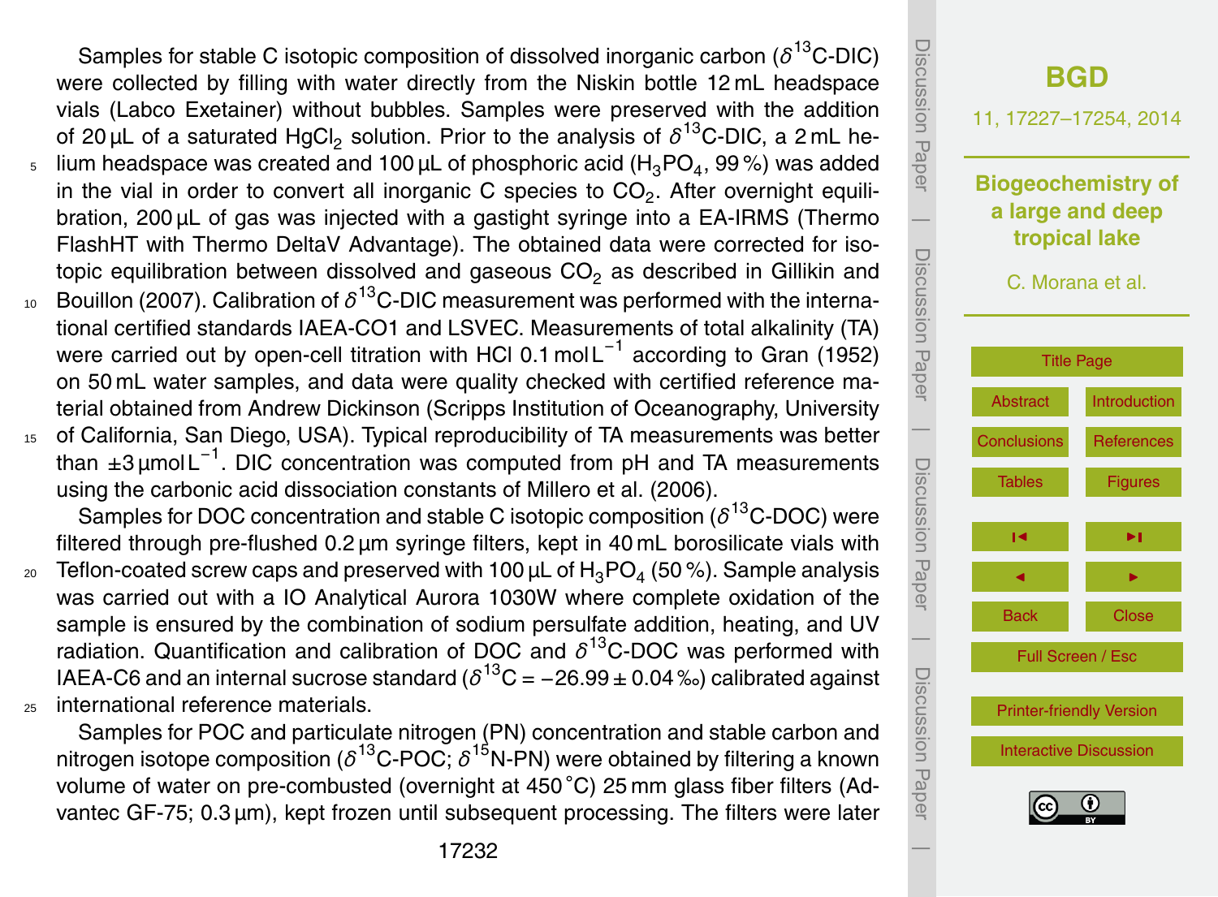Samples for stable C isotopic composition of dissolved inorganic carbon ($\delta^{13}$C-DIC) were collected by filling with water directly from the Niskin bottle 12 mL headspace vials (Labco Exetainer) without bubbles. Samples were preserved with the addition of 20 µL of a saturated $HgCl_2$ solution. Prior to the analysis of $\delta^{13}$C-DIC, a 2 mL helium headspace was created and 100 µL of phosphoric acid ($H_3PO_4$, 99 %) was added in the vial in order to convert all inorganic C species to $CO_2$. After overnight equilibration, 200 µL of gas was injected with a gastight syringe into a EA-IRMS (Thermo FlashHT with Thermo DeltaV Advantage). The obtained data were corrected for isotopic equilibration between dissolved and gaseous $CO_2$ as described in Gillikin and Bouillon (2007). Calibration of $\delta^{13}$C-DIC measurement was performed with the international certified standards IAEA-CO1 and LSVEC. Measurements of total alkalinity (TA) were carried out by open-cell titration with HCl 0.1 mol $L^{-1}$ according to Gran (1952) on 50 mL water samples, and data were quality checked with certified reference material obtained from Andrew Dickinson (Scripps Institution of Oceanography, University of California, San Diego, USA). Typical reproducibility of TA measurements was better than ±3 µmol $L^{-1}$. DIC concentration was computed from pH and TA measurements using the carbonic acid dissociation constants of Millero et al. (2006).

Samples for DOC concentration and stable C isotopic composition ($\delta^{13}$C-DOC) were filtered through pre-flushed 0.2 µm syringe filters, kept in 40 mL borosilicate vials with Teflon-coated screw caps and preserved with 100 µL of $H_3PO_4$ (50 %). Sample analysis was carried out with a IO Analytical Aurora 1030W where complete oxidation of the sample is ensured by the combination of sodium persulfate addition, heating, and UV radiation. Quantification and calibration of DOC and $\delta^{13}$C-DOC was performed with IAEA-C6 and an internal sucrose standard ($\delta^{13}$C = −26.99 ± 0.04 ‰) calibrated against international reference materials.

Samples for POC and particulate nitrogen (PN) concentration and stable carbon and nitrogen isotope composition ($\delta^{13}$C-POC; $\delta^{15}$N-PN) were obtained by filtering a known volume of water on pre-combusted (overnight at 450 °C) 25 mm glass fiber filters (Advantec GF-75; 0.3 µm), kept frozen until subsequent processing. The filters were later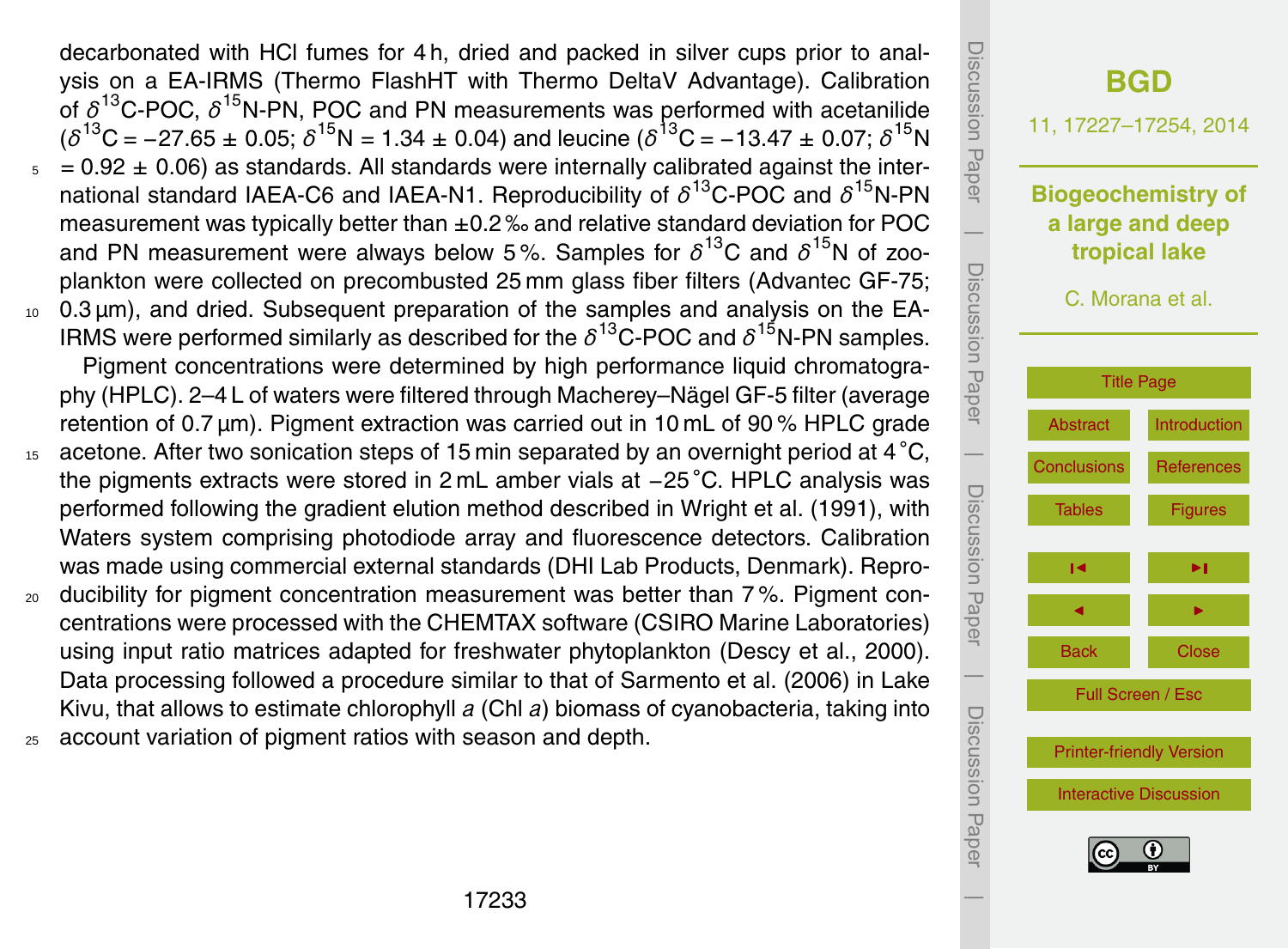decarbonated with HCl fumes for 4 h, dried and packed in silver cups prior to analysis on a EA-IRMS (Thermo FlashHT with Thermo DeltaV Advantage). Calibration of $\delta^{13}$C-POC, $\delta^{15}$N-PN, POC and PN measurements was performed with acetanilide ($\delta^{13}$C = −27.65 ± 0.05; $\delta^{15}$N = 1.34 ± 0.04) and leucine ($\delta^{13}$C = −13.47 ± 0.07; $\delta^{15}$N = 0.92 ± 0.06) as standards. All standards were internally calibrated against the international standard IAEA-C6 and IAEA-N1. Reproducibility of $\delta^{13}$C-POC and $\delta^{15}$N-PN measurement was typically better than ±0.2 ‰ and relative standard deviation for POC and PN measurement were always below 5 %. Samples for $\delta^{13}$C and $\delta^{15}$N of zooplankton were collected on precombusted 25 mm glass fiber filters (Advantec GF-75; 0.3 µm), and dried. Subsequent preparation of the samples and analysis on the EA-IRMS were performed similarly as described for the $\delta^{13}$C-POC and $\delta^{15}$N-PN samples.

Pigment concentrations were determined by high performance liquid chromatography (HPLC). 2–4 L of waters were filtered through Macherey–Nägel GF-5 filter (average retention of 0.7 µm). Pigment extraction was carried out in 10 mL of 90 % HPLC grade acetone. After two sonication steps of 15 min separated by an overnight period at 4 °C, the pigments extracts were stored in 2 mL amber vials at −25 °C. HPLC analysis was performed following the gradient elution method described in Wright et al. (1991), with Waters system comprising photodiode array and fluorescence detectors. Calibration was made using commercial external standards (DHI Lab Products, Denmark). Reproducibility for pigment concentration measurement was better than 7 %. Pigment concentrations were processed with the CHEMTAX software (CSIRO Marine Laboratories) using input ratio matrices adapted for freshwater phytoplankton (Descy et al., 2000). Data processing followed a procedure similar to that of Sarmento et al. (2006) in Lake Kivu, that allows to estimate chlorophyll *a* (Chl *a*) biomass of cyanobacteria, taking into account variation of pigment ratios with season and depth.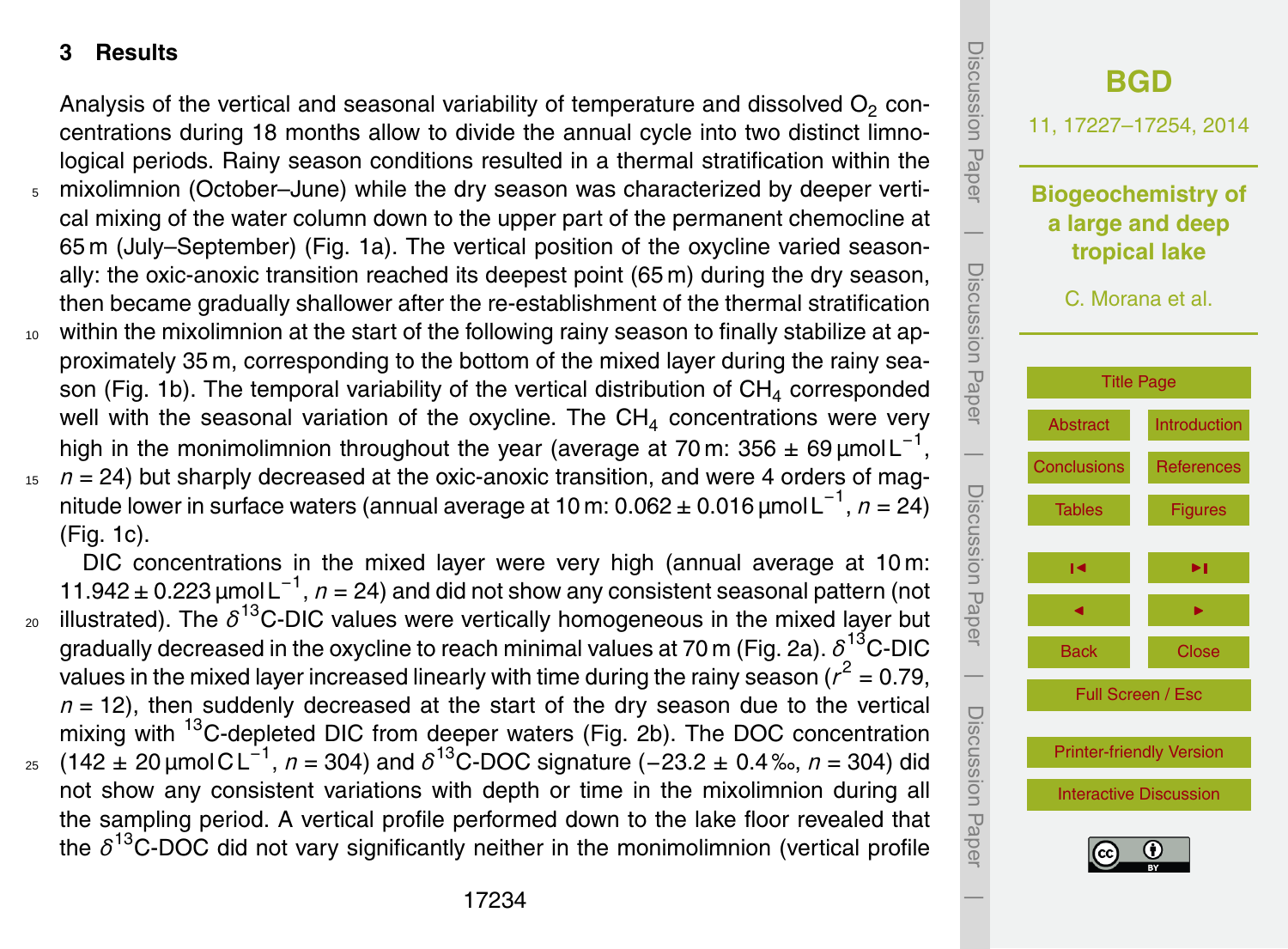## 3 Results

Analysis of the vertical and seasonal variability of temperature and dissolved $O_2$ concentrations during 18 months allow to divide the annual cycle into two distinct limnological periods. Rainy season conditions resulted in a thermal stratification within the mixolimnion (October–June) while the dry season was characterized by deeper vertical mixing of the water column down to the upper part of the permanent chemocline at 65 m (July–September) (Fig. 1a). The vertical position of the oxycline varied seasonally: the oxic-anoxic transition reached its deepest point (65 m) during the dry season, then became gradually shallower after the re-establishment of the thermal stratification within the mixolimnion at the start of the following rainy season to finally stabilize at approximately 35 m, corresponding to the bottom of the mixed layer during the rainy season (Fig. 1b). The temporal variability of the vertical distribution of $CH_4$ corresponded well with the seasonal variation of the oxycline. The $CH_4$ concentrations were very high in the monimolimnion throughout the year (average at 70 m: 356 ± 69 µmol $L^{-1}$, $n = 24$) but sharply decreased at the oxic-anoxic transition, and were 4 orders of magnitude lower in surface waters (annual average at 10 m: 0.062 ± 0.016 µmol $L^{-1}$, $n = 24$) (Fig. 1c).

DIC concentrations in the mixed layer were very high (annual average at 10 m: 11.942 ± 0.223 µmol $L^{-1}$, $n = 24$) and did not show any consistent seasonal pattern (not illustrated). The $\delta^{13}$C-DIC values were vertically homogeneous in the mixed layer but gradually decreased in the oxycline to reach minimal values at 70 m (Fig. 2a). $\delta^{13}$C-DIC values in the mixed layer increased linearly with time during the rainy season ($r^2 = 0.79$, $n = 12$), then suddenly decreased at the start of the dry season due to the vertical mixing with $^{13}$C-depleted DIC from deeper waters (Fig. 2b). The DOC concentration (142 ± 20 µmol C $L^{-1}$, $n = 304$) and $\delta^{13}$C-DOC signature (−23.2 ± 0.4 ‰, $n = 304$) did not show any consistent variations with depth or time in the mixolimnion during all the sampling period. A vertical profile performed down to the lake floor revealed that the $\delta^{13}$C-DOC did not vary significantly neither in the monimolimnion (vertical profile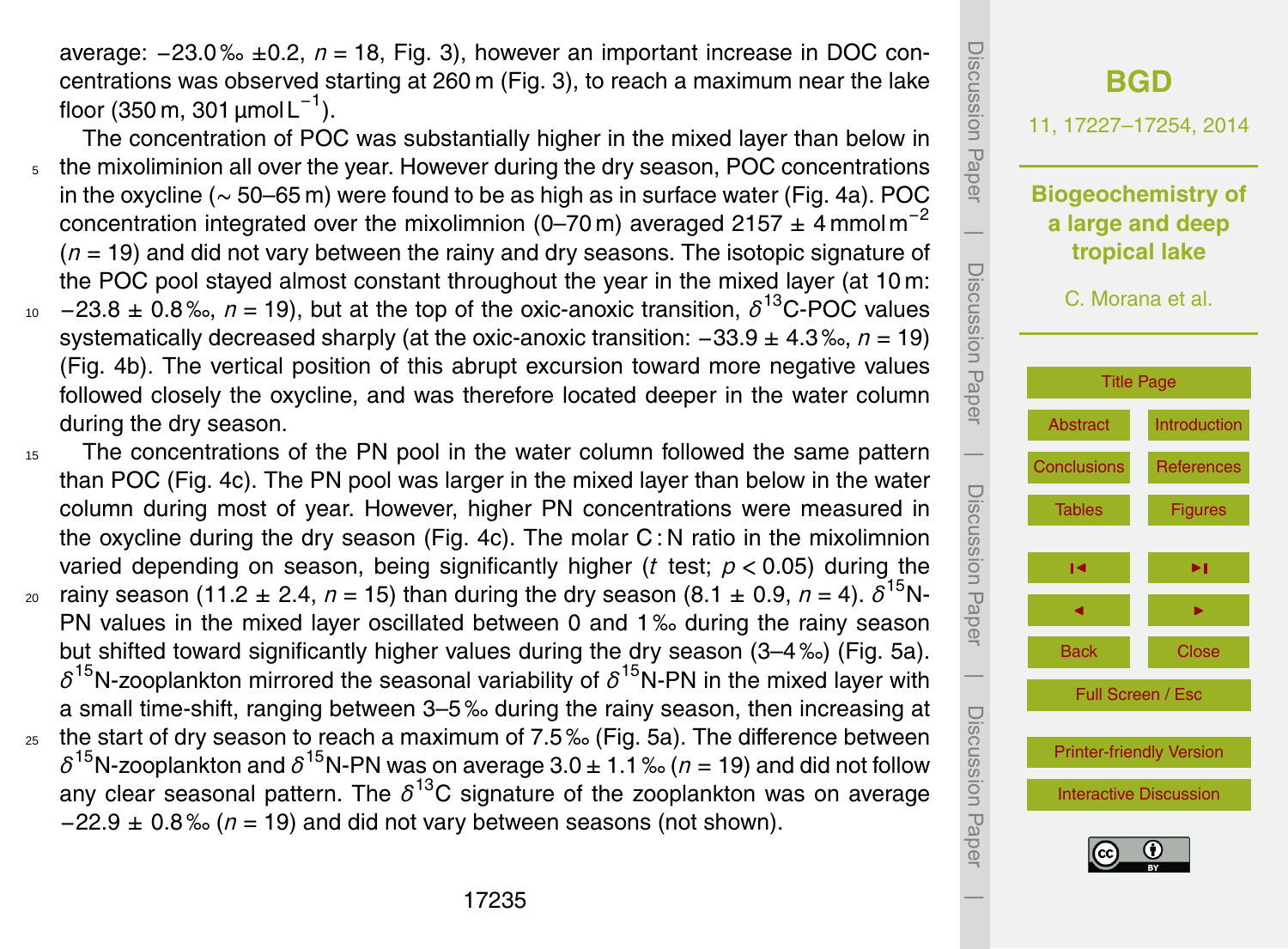average: −23.0 ‰ ±0.2, $n = 18$, Fig. 3), however an important increase in DOC concentrations was observed starting at 260 m (Fig. 3), to reach a maximum near the lake floor (350 m, 301 µmol $L^{-1}$).

The concentration of POC was substantially higher in the mixed layer than below in the mixoliminion all over the year. However during the dry season, POC concentrations in the oxycline (∼ 50–65 m) were found to be as high as in surface water (Fig. 4a). POC concentration integrated over the mixolimnion (0–70 m) averaged 2157 ± 4 mmol $m^{-2}$ ($n = 19$) and did not vary between the rainy and dry seasons. The isotopic signature of the POC pool stayed almost constant throughout the year in the mixed layer (at 10 m: −23.8 ± 0.8 ‰, $n = 19$), but at the top of the oxic-anoxic transition, $\delta^{13}$C-POC values systematically decreased sharply (at the oxic-anoxic transition: −33.9 ± 4.3 ‰, $n = 19$) (Fig. 4b). The vertical position of this abrupt excursion toward more negative values followed closely the oxycline, and was therefore located deeper in the water column during the dry season.

The concentrations of the PN pool in the water column followed the same pattern than POC (Fig. 4c). The PN pool was larger in the mixed layer than below in the water column during most of year. However, higher PN concentrations were measured in the oxycline during the dry season (Fig. 4c). The molar C : N ratio in the mixolimnion varied depending on season, being significantly higher ($t$ test; $p < 0.05$) during the rainy season (11.2 ± 2.4, $n = 15$) than during the dry season (8.1 ± 0.9, $n = 4$). $\delta^{15}$N-PN values in the mixed layer oscillated between 0 and 1 ‰ during the rainy season but shifted toward significantly higher values during the dry season (3–4 ‰) (Fig. 5a). $\delta^{15}$N-zooplankton mirrored the seasonal variability of $\delta^{15}$N-PN in the mixed layer with a small time-shift, ranging between 3–5 ‰ during the rainy season, then increasing at the start of dry season to reach a maximum of 7.5 ‰ (Fig. 5a). The difference between $\delta^{15}$N-zooplankton and $\delta^{15}$N-PN was on average 3.0 ± 1.1 ‰ ($n = 19$) and did not follow any clear seasonal pattern. The $\delta^{13}$C signature of the zooplankton was on average −22.9 ± 0.8 ‰ ($n = 19$) and did not vary between seasons (not shown).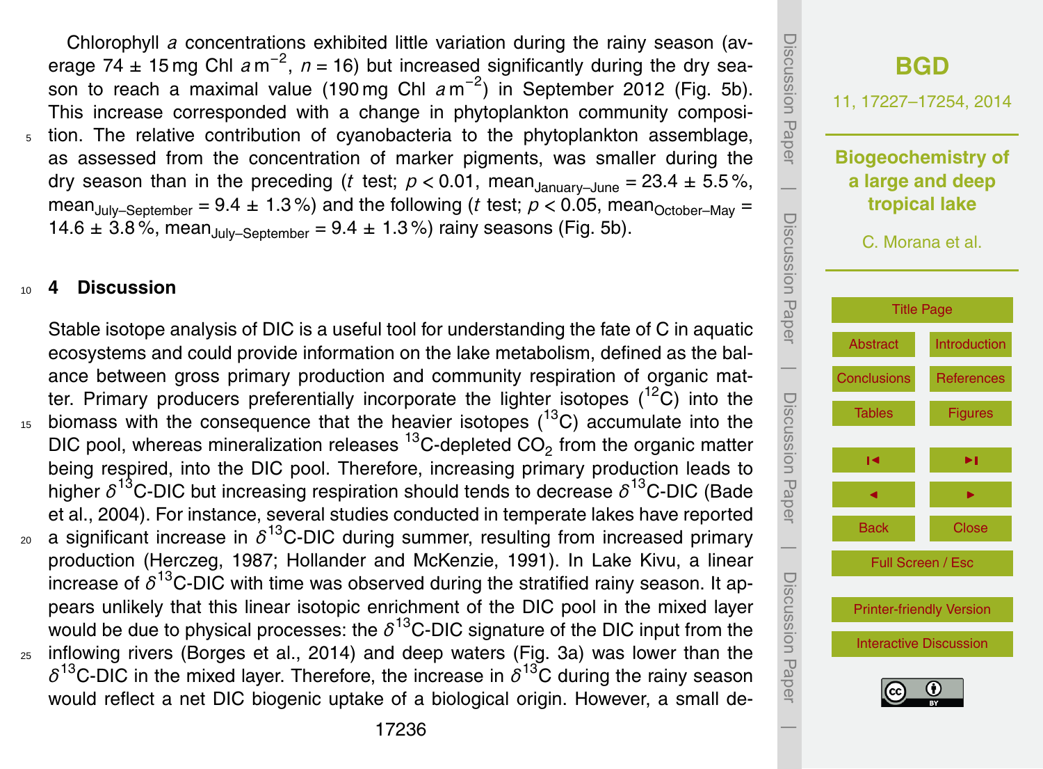Chlorophyll *a* concentrations exhibited little variation during the rainy season (average 74 ± 15 mg Chl $a\,m^{-2}$, $n = 16$) but increased significantly during the dry season to reach a maximal value (190 mg Chl $a\,m^{-2}$) in September 2012 (Fig. 5b). This increase corresponded with a change in phytoplankton community composition. The relative contribution of cyanobacteria to the phytoplankton assemblage, as assessed from the concentration of marker pigments, was smaller during the dry season than in the preceding (*t* test; $p < 0.01$, $\text{mean}_{\text{January–June}} = 23.4 \pm 5.5\,\%$, $\text{mean}_{\text{July–September}} = 9.4 \pm 1.3\,\%$) and the following (*t* test; $p < 0.05$, $\text{mean}_{\text{October–May}} = 14.6 \pm 3.8\,\%$, $\text{mean}_{\text{July–September}} = 9.4 \pm 1.3\,\%$) rainy seasons (Fig. 5b).

## 4 Discussion

Stable isotope analysis of DIC is a useful tool for understanding the fate of C in aquatic ecosystems and could provide information on the lake metabolism, defined as the balance between gross primary production and community respiration of organic matter. Primary producers preferentially incorporate the lighter isotopes ($^{12}C$) into the biomass with the consequence that the heavier isotopes ($^{13}C$) accumulate into the DIC pool, whereas mineralization releases $^{13}C$-depleted $CO_2$ from the organic matter being respired, into the DIC pool. Therefore, increasing primary production leads to higher $\delta^{13}C$-DIC but increasing respiration should tends to decrease $\delta^{13}C$-DIC (Bade et al., 2004). For instance, several studies conducted in temperate lakes have reported a significant increase in $\delta^{13}C$-DIC during summer, resulting from increased primary production (Herczeg, 1987; Hollander and McKenzie, 1991). In Lake Kivu, a linear increase of $\delta^{13}C$-DIC with time was observed during the stratified rainy season. It appears unlikely that this linear isotopic enrichment of the DIC pool in the mixed layer would be due to physical processes: the $\delta^{13}C$-DIC signature of the DIC input from the inflowing rivers (Borges et al., 2014) and deep waters (Fig. 3a) was lower than the $\delta^{13}C$-DIC in the mixed layer. Therefore, the increase in $\delta^{13}C$ during the rainy season would reflect a net DIC biogenic uptake of a biological origin. However, a small de-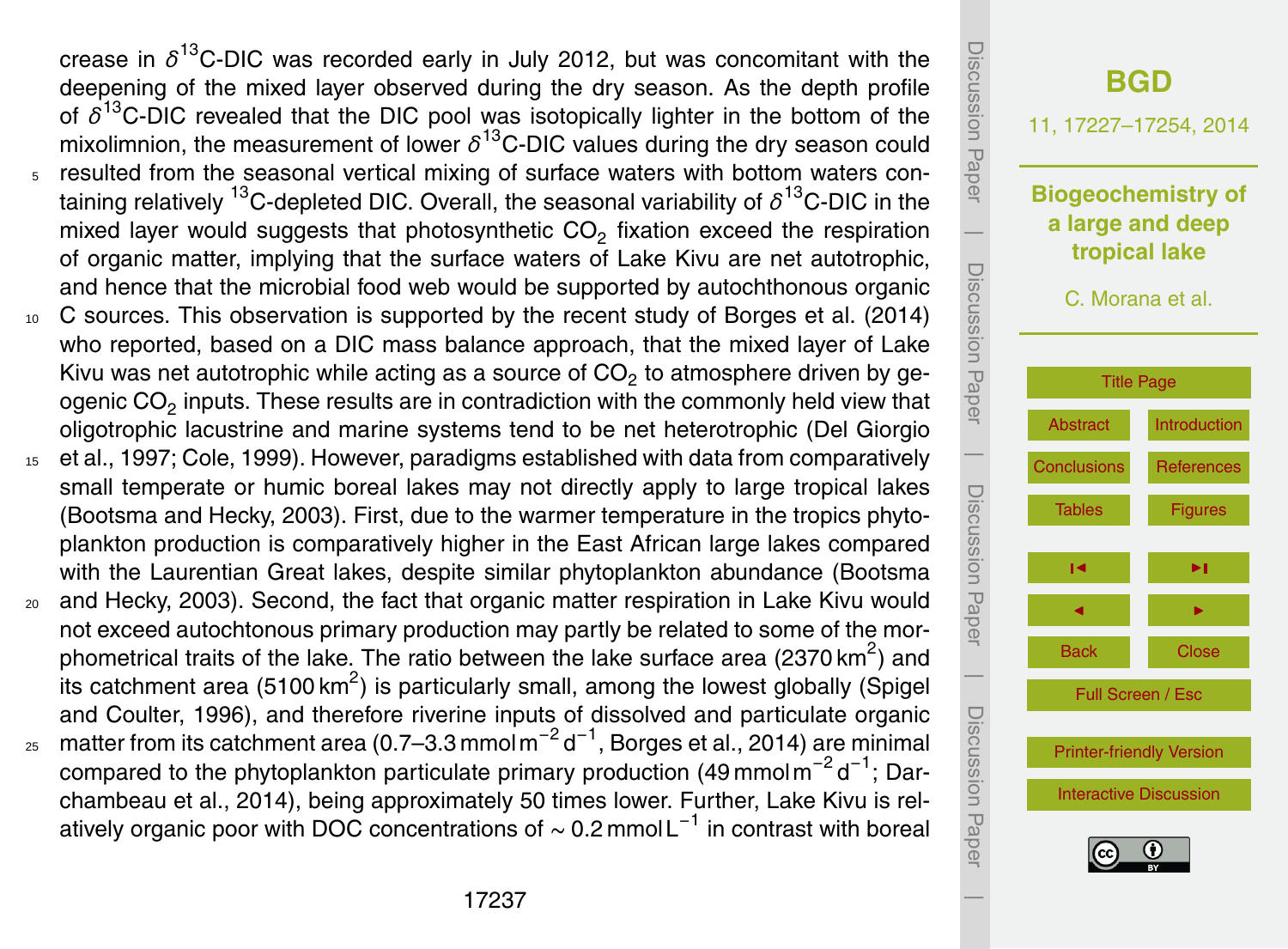crease in $\delta^{13}$C-DIC was recorded early in July 2012, but was concomitant with the deepening of the mixed layer observed during the dry season. As the depth profile of $\delta^{13}$C-DIC revealed that the DIC pool was isotopically lighter in the bottom of the mixolimnion, the measurement of lower $\delta^{13}$C-DIC values during the dry season could resulted from the seasonal vertical mixing of surface waters with bottom waters containing relatively $^{13}$C-depleted DIC. Overall, the seasonal variability of $\delta^{13}$C-DIC in the mixed layer would suggests that photosynthetic $CO_2$ fixation exceed the respiration of organic matter, implying that the surface waters of Lake Kivu are net autotrophic, and hence that the microbial food web would be supported by autochthonous organic C sources. This observation is supported by the recent study of Borges et al. (2014) who reported, based on a DIC mass balance approach, that the mixed layer of Lake Kivu was net autotrophic while acting as a source of $CO_2$ to atmosphere driven by geogenic $CO_2$ inputs. These results are in contradiction with the commonly held view that oligotrophic lacustrine and marine systems tend to be net heterotrophic (Del Giorgio et al., 1997; Cole, 1999). However, paradigms established with data from comparatively small temperate or humic boreal lakes may not directly apply to large tropical lakes (Bootsma and Hecky, 2003). First, due to the warmer temperature in the tropics phytoplankton production is comparatively higher in the East African large lakes compared with the Laurentian Great lakes, despite similar phytoplankton abundance (Bootsma and Hecky, 2003). Second, the fact that organic matter respiration in Lake Kivu would not exceed autochtonous primary production may partly be related to some of the morphometrical traits of the lake. The ratio between the lake surface area (2370 $km^2$) and its catchment area (5100 $km^2$) is particularly small, among the lowest globally (Spigel and Coulter, 1996), and therefore riverine inputs of dissolved and particulate organic matter from its catchment area (0.7–3.3 $mmol\,m^{-2}\,d^{-1}$, Borges et al., 2014) are minimal compared to the phytoplankton particulate primary production (49 $mmol\,m^{-2}\,d^{-1}$; Darchambeau et al., 2014), being approximately 50 times lower. Further, Lake Kivu is relatively organic poor with DOC concentrations of $\sim 0.2\,mmol\,L^{-1}$ in contrast with boreal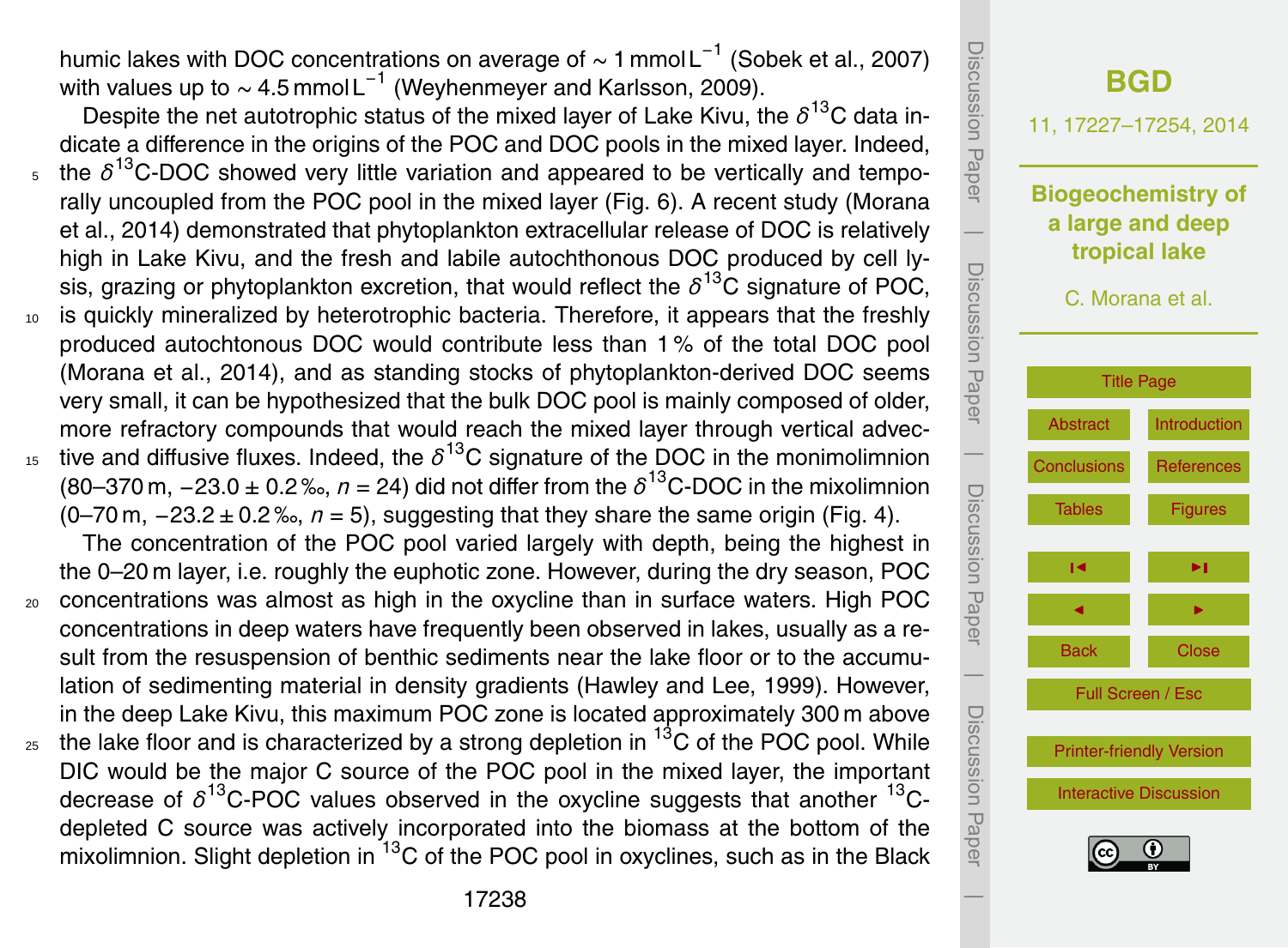humic lakes with DOC concentrations on average of $\sim 1\,\text{mmol}\,\text{L}^{-1}$ (Sobek et al., 2007) with values up to $\sim 4.5\,\text{mmol}\,\text{L}^{-1}$ (Weyhenmeyer and Karlsson, 2009).

Despite the net autotrophic status of the mixed layer of Lake Kivu, the $\delta^{13}$C data indicate a difference in the origins of the POC and DOC pools in the mixed layer. Indeed, the $\delta^{13}$C-DOC showed very little variation and appeared to be vertically and temporally uncoupled from the POC pool in the mixed layer (Fig. 6). A recent study (Morana et al., 2014) demonstrated that phytoplankton extracellular release of DOC is relatively high in Lake Kivu, and the fresh and labile autochthonous DOC produced by cell lysis, grazing or phytoplankton excretion, that would reflect the $\delta^{13}$C signature of POC, is quickly mineralized by heterotrophic bacteria. Therefore, it appears that the freshly produced autochtonous DOC would contribute less than 1 % of the total DOC pool (Morana et al., 2014), and as standing stocks of phytoplankton-derived DOC seems very small, it can be hypothesized that the bulk DOC pool is mainly composed of older, more refractory compounds that would reach the mixed layer through vertical advective and diffusive fluxes. Indeed, the $\delta^{13}$C signature of the DOC in the monimolimnion (80–370 m, $-23.0 \pm 0.2$ ‰, $n = 24$) did not differ from the $\delta^{13}$C-DOC in the mixolimnion (0–70 m, $-23.2 \pm 0.2$ ‰, $n = 5$), suggesting that they share the same origin (Fig. 4).

The concentration of the POC pool varied largely with depth, being the highest in the 0–20 m layer, i.e. roughly the euphotic zone. However, during the dry season, POC concentrations was almost as high in the oxycline than in surface waters. High POC concentrations in deep waters have frequently been observed in lakes, usually as a result from the resuspension of benthic sediments near the lake floor or to the accumulation of sedimenting material in density gradients (Hawley and Lee, 1999). However, in the deep Lake Kivu, this maximum POC zone is located approximately 300 m above the lake floor and is characterized by a strong depletion in $^{13}$C of the POC pool. While DIC would be the major C source of the POC pool in the mixed layer, the important decrease of $\delta^{13}$C-POC values observed in the oxycline suggests that another $^{13}$C-depleted C source was actively incorporated into the biomass at the bottom of the mixolimnion. Slight depletion in $^{13}$C of the POC pool in oxyclines, such as in the Black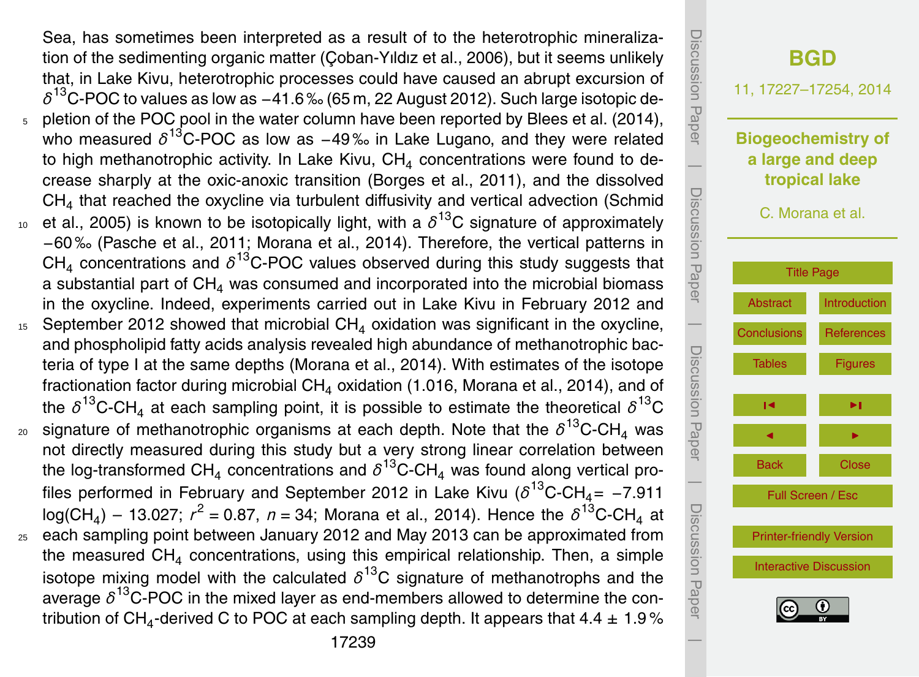Sea, has sometimes been interpreted as a result of to the heterotrophic mineralization of the sedimenting organic matter (Çoban-Yıldız et al., 2006), but it seems unlikely that, in Lake Kivu, heterotrophic processes could have caused an abrupt excursion of $\delta^{13}$C-POC to values as low as −41.6 ‰ (65 m, 22 August 2012). Such large isotopic depletion of the POC pool in the water column have been reported by Blees et al. (2014), who measured $\delta^{13}$C-POC as low as −49 ‰ in Lake Lugano, and they were related to high methanotrophic activity. In Lake Kivu, $CH_4$ concentrations were found to decrease sharply at the oxic-anoxic transition (Borges et al., 2011), and the dissolved $CH_4$ that reached the oxycline via turbulent diffusivity and vertical advection (Schmid et al., 2005) is known to be isotopically light, with a $\delta^{13}$C signature of approximately −60 ‰ (Pasche et al., 2011; Morana et al., 2014). Therefore, the vertical patterns in $CH_4$ concentrations and $\delta^{13}$C-POC values observed during this study suggests that a substantial part of $CH_4$ was consumed and incorporated into the microbial biomass in the oxycline. Indeed, experiments carried out in Lake Kivu in February 2012 and September 2012 showed that microbial $CH_4$ oxidation was significant in the oxycline, and phospholipid fatty acids analysis revealed high abundance of methanotrophic bacteria of type I at the same depths (Morana et al., 2014). With estimates of the isotope fractionation factor during microbial $CH_4$ oxidation (1.016, Morana et al., 2014), and of the $\delta^{13}$C-$CH_4$ at each sampling point, it is possible to estimate the theoretical $\delta^{13}$C signature of methanotrophic organisms at each depth. Note that the $\delta^{13}$C-$CH_4$ was not directly measured during this study but a very strong linear correlation between the log-transformed $CH_4$ concentrations and $\delta^{13}$C-$CH_4$ was found along vertical profiles performed in February and September 2012 in Lake Kivu ($\delta^{13}\text{C-CH}_4 = -7.911 \log(\text{CH}_4) - 13.027$; $r^2 = 0.87$, $n = 34$; Morana et al., 2014). Hence the $\delta^{13}$C-$CH_4$ at each sampling point between January 2012 and May 2013 can be approximated from the measured $CH_4$ concentrations, using this empirical relationship. Then, a simple isotope mixing model with the calculated $\delta^{13}$C signature of methanotrophs and the average $\delta^{13}$C-POC in the mixed layer as end-members allowed to determine the contribution of $CH_4$-derived C to POC at each sampling depth. It appears that 4.4 ± 1.9 %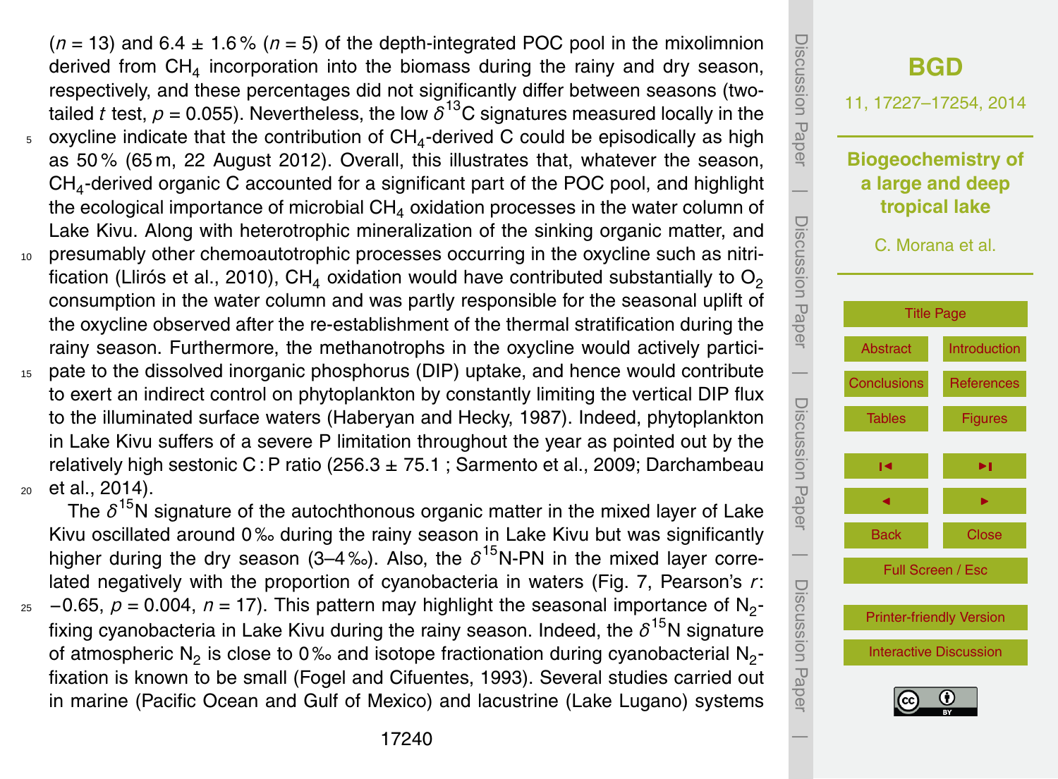($n = 13$) and $6.4 \pm 1.6$ % ($n = 5$) of the depth-integrated POC pool in the mixolimnion derived from $CH_4$ incorporation into the biomass during the rainy and dry season, respectively, and these percentages did not significantly differ between seasons (two-tailed $t$ test, $p = 0.055$). Nevertheless, the low $\delta^{13}C$ signatures measured locally in the oxycline indicate that the contribution of $CH_4$-derived C could be episodically as high as 50 % (65 m, 22 August 2012). Overall, this illustrates that, whatever the season, $CH_4$-derived organic C accounted for a significant part of the POC pool, and highlight the ecological importance of microbial $CH_4$ oxidation processes in the water column of Lake Kivu. Along with heterotrophic mineralization of the sinking organic matter, and presumably other chemoautotrophic processes occurring in the oxycline such as nitrification (Llirós et al., 2010), $CH_4$ oxidation would have contributed substantially to $O_2$ consumption in the water column and was partly responsible for the seasonal uplift of the oxycline observed after the re-establishment of the thermal stratification during the rainy season. Furthermore, the methanotrophs in the oxycline would actively participate to the dissolved inorganic phosphorus (DIP) uptake, and hence would contribute to exert an indirect control on phytoplankton by constantly limiting the vertical DIP flux to the illuminated surface waters (Haberyan and Hecky, 1987). Indeed, phytoplankton in Lake Kivu suffers of a severe P limitation throughout the year as pointed out by the relatively high sestonic C : P ratio ($256.3 \pm 75.1$ ; Sarmento et al., 2009; Darchambeau et al., 2014).

The $\delta^{15}N$ signature of the autochthonous organic matter in the mixed layer of Lake Kivu oscillated around 0 ‰ during the rainy season in Lake Kivu but was significantly higher during the dry season (3–4 ‰). Also, the $\delta^{15}N$-PN in the mixed layer correlated negatively with the proportion of cyanobacteria in waters (Fig. 7, Pearson's $r$: $-0.65$, $p = 0.004$, $n = 17$). This pattern may highlight the seasonal importance of $N_2$-fixing cyanobacteria in Lake Kivu during the rainy season. Indeed, the $\delta^{15}N$ signature of atmospheric $N_2$ is close to 0 ‰ and isotope fractionation during cyanobacterial $N_2$-fixation is known to be small (Fogel and Cifuentes, 1993). Several studies carried out in marine (Pacific Ocean and Gulf of Mexico) and lacustrine (Lake Lugano) systems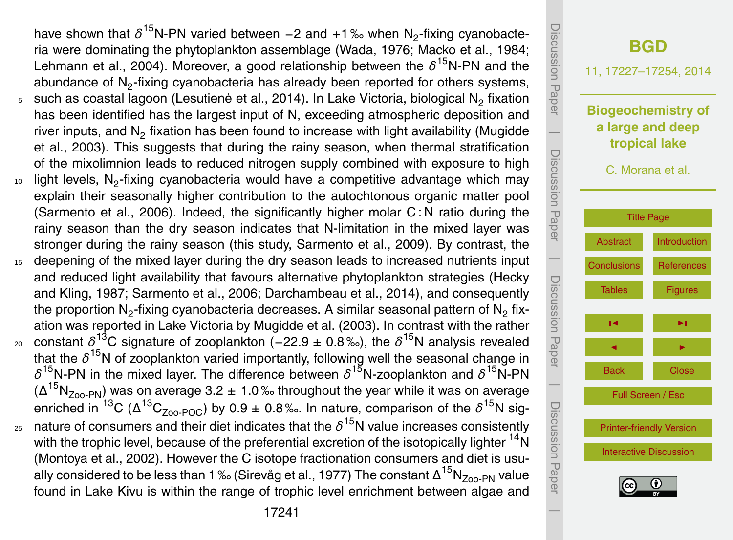have shown that $\delta^{15}$N-PN varied between −2 and +1 ‰ when $N_2$-fixing cyanobacteria were dominating the phytoplankton assemblage (Wada, 1976; Macko et al., 1984; Lehmann et al., 2004). Moreover, a good relationship between the $\delta^{15}$N-PN and the abundance of $N_2$-fixing cyanobacteria has already been reported for others systems, such as coastal lagoon (Lesutienė et al., 2014). In Lake Victoria, biological $N_2$ fixation has been identified has the largest input of N, exceeding atmospheric deposition and river inputs, and $N_2$ fixation has been found to increase with light availability (Mugidde et al., 2003). This suggests that during the rainy season, when thermal stratification of the mixolimnion leads to reduced nitrogen supply combined with exposure to high light levels, $N_2$-fixing cyanobacteria would have a competitive advantage which may explain their seasonally higher contribution to the autochtonous organic matter pool (Sarmento et al., 2006). Indeed, the significantly higher molar C : N ratio during the rainy season than the dry season indicates that N-limitation in the mixed layer was stronger during the rainy season (this study, Sarmento et al., 2009). By contrast, the deepening of the mixed layer during the dry season leads to increased nutrients input and reduced light availability that favours alternative phytoplankton strategies (Hecky and Kling, 1987; Sarmento et al., 2006; Darchambeau et al., 2014), and consequently the proportion $N_2$-fixing cyanobacteria decreases. A similar seasonal pattern of $N_2$ fixation was reported in Lake Victoria by Mugidde et al. (2003). In contrast with the rather constant $\delta^{13}$C signature of zooplankton (−22.9 ± 0.8 ‰), the $\delta^{15}$N analysis revealed that the $\delta^{15}$N of zooplankton varied importantly, following well the seasonal change in $\delta^{15}$N-PN in the mixed layer. The difference between $\delta^{15}$N-zooplankton and $\delta^{15}$N-PN ($\Delta^{15}N_{\text{Zoo-PN}}$) was on average 3.2 ± 1.0 ‰ throughout the year while it was on average enriched in $^{13}$C ($\Delta^{13}C_{\text{Zoo-POC}}$) by 0.9 ± 0.8 ‰. In nature, comparison of the $\delta^{15}$N signature of consumers and their diet indicates that the $\delta^{15}$N value increases consistently with the trophic level, because of the preferential excretion of the isotopically lighter $^{14}$N (Montoya et al., 2002). However the C isotope fractionation consumers and diet is usually considered to be less than 1 ‰ (Sirevåg et al., 1977) The constant $\Delta^{15}N_{\text{Zoo-PN}}$ value found in Lake Kivu is within the range of trophic level enrichment between algae and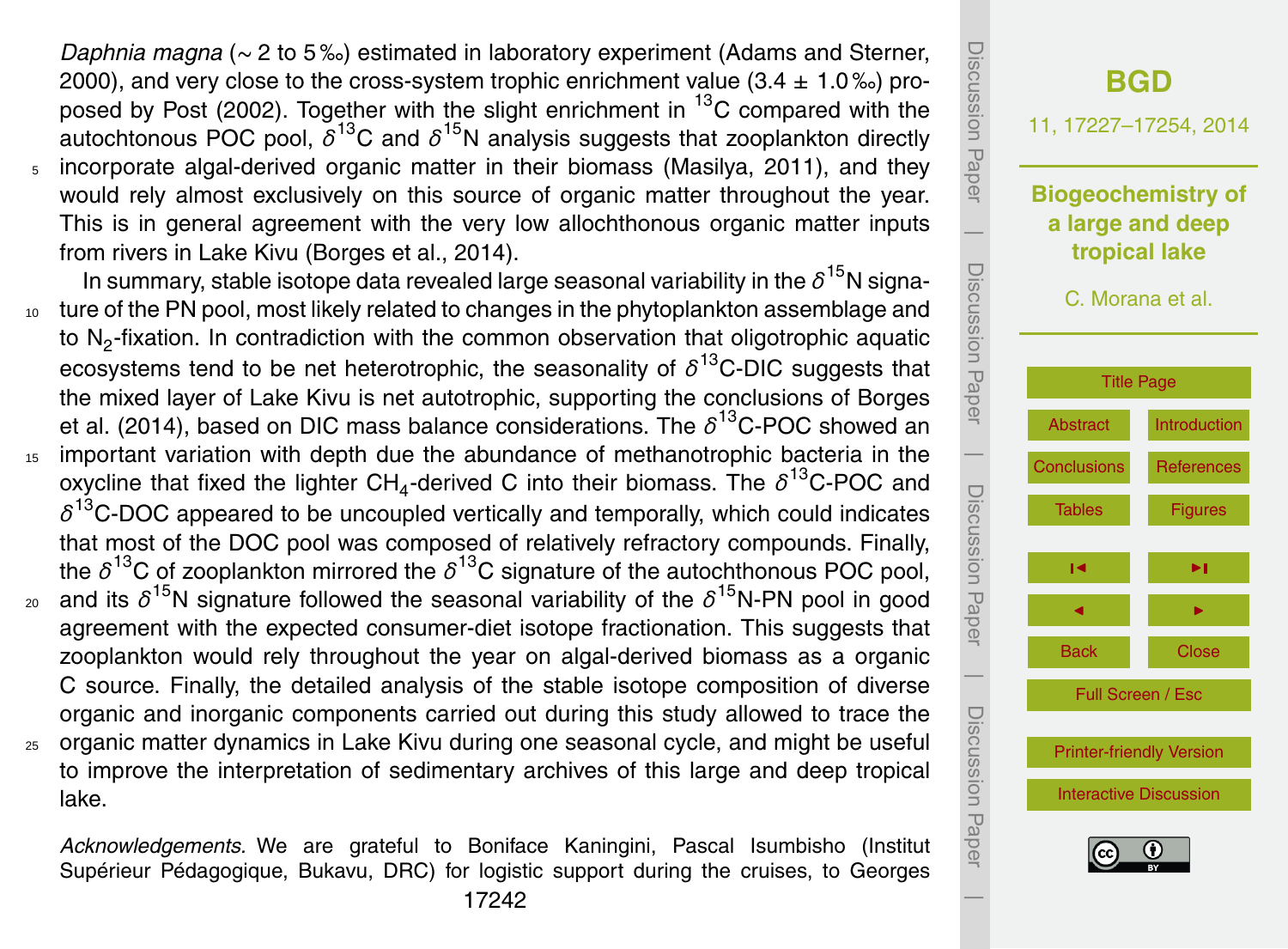*Daphnia magna* (∼ 2 to 5 ‰) estimated in laboratory experiment (Adams and Sterner, 2000), and very close to the cross-system trophic enrichment value (3.4 ± 1.0 ‰) proposed by Post (2002). Together with the slight enrichment in $^{13}$C compared with the autochtonous POC pool, $\delta^{13}$C and $\delta^{15}$N analysis suggests that zooplankton directly incorporate algal-derived organic matter in their biomass (Masilya, 2011), and they would rely almost exclusively on this source of organic matter throughout the year. This is in general agreement with the very low allochthonous organic matter inputs from rivers in Lake Kivu (Borges et al., 2014).

In summary, stable isotope data revealed large seasonal variability in the $\delta^{15}$N signature of the PN pool, most likely related to changes in the phytoplankton assemblage and to $N_2$-fixation. In contradiction with the common observation that oligotrophic aquatic ecosystems tend to be net heterotrophic, the seasonality of $\delta^{13}$C-DIC suggests that the mixed layer of Lake Kivu is net autotrophic, supporting the conclusions of Borges et al. (2014), based on DIC mass balance considerations. The $\delta^{13}$C-POC showed an important variation with depth due the abundance of methanotrophic bacteria in the oxycline that fixed the lighter $CH_4$-derived C into their biomass. The $\delta^{13}$C-POC and $\delta^{13}$C-DOC appeared to be uncoupled vertically and temporally, which could indicates that most of the DOC pool was composed of relatively refractory compounds. Finally, the $\delta^{13}$C of zooplankton mirrored the $\delta^{13}$C signature of the autochthonous POC pool, and its $\delta^{15}$N signature followed the seasonal variability of the $\delta^{15}$N-PN pool in good agreement with the expected consumer-diet isotope fractionation. This suggests that zooplankton would rely throughout the year on algal-derived biomass as a organic C source. Finally, the detailed analysis of the stable isotope composition of diverse organic and inorganic components carried out during this study allowed to trace the organic matter dynamics in Lake Kivu during one seasonal cycle, and might be useful to improve the interpretation of sedimentary archives of this large and deep tropical lake.

*Acknowledgements.* We are grateful to Boniface Kaningini, Pascal Isumbisho (Institut Supérieur Pédagogique, Bukavu, DRC) for logistic support during the cruises, to Georges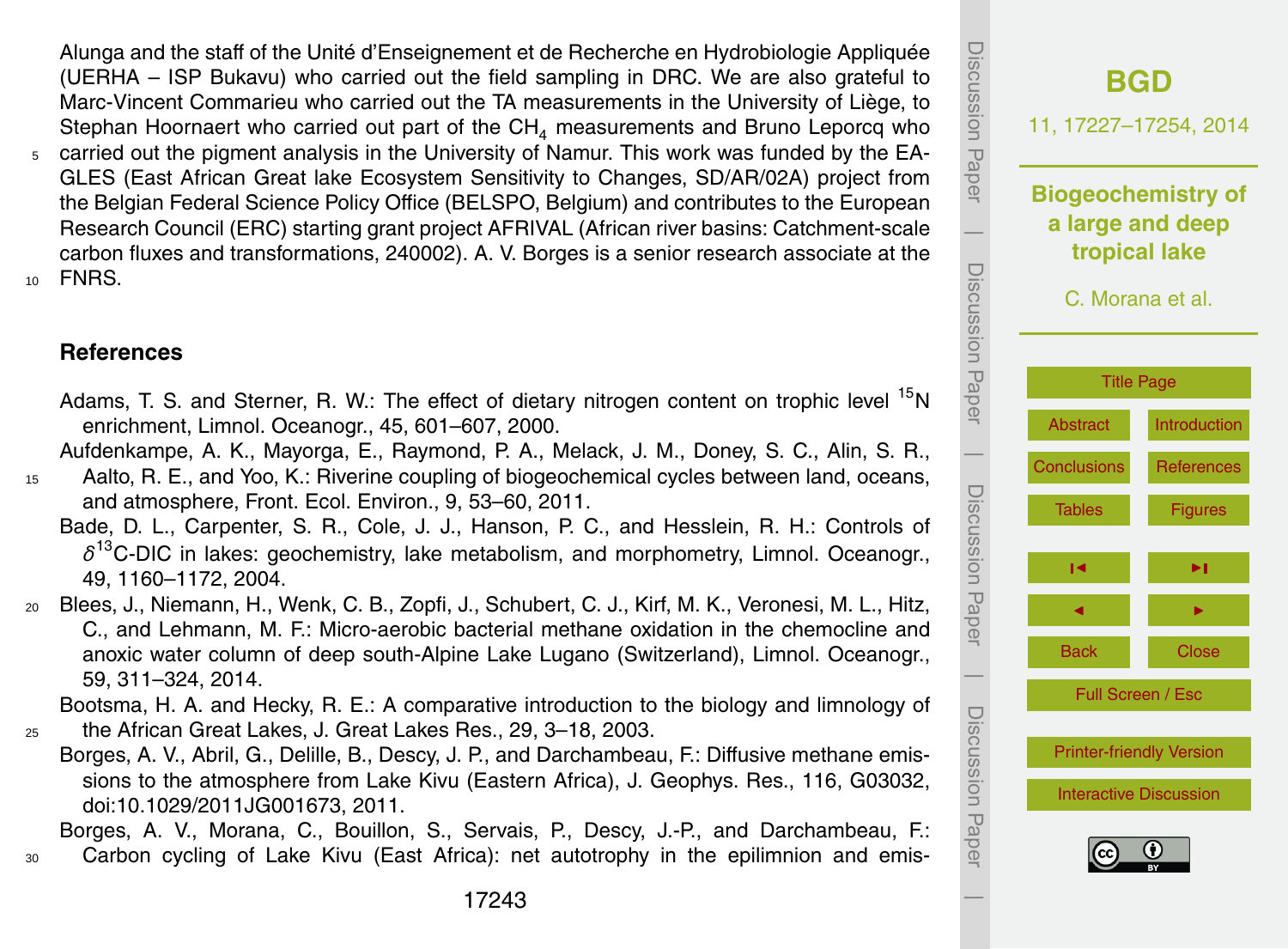Alunga and the staff of the Unité d'Enseignement et de Recherche en Hydrobiologie Appliquée (UERHA – ISP Bukavu) who carried out the field sampling in DRC. We are also grateful to Marc-Vincent Commarieu who carried out the TA measurements in the University of Liège, to Stephan Hoornaert who carried out part of the $CH_4$ measurements and Bruno Leporcq who carried out the pigment analysis in the University of Namur. This work was funded by the EAGLES (East African Great lake Ecosystem Sensitivity to Changes, SD/AR/02A) project from the Belgian Federal Science Policy Office (BELSPO, Belgium) and contributes to the European Research Council (ERC) starting grant project AFRIVAL (African river basins: Catchment-scale carbon fluxes and transformations, 240002). A. V. Borges is a senior research associate at the FNRS.

## References

Adams, T. S. and Sterner, R. W.: The effect of dietary nitrogen content on trophic level $^{15}N$ enrichment, Limnol. Oceanogr., 45, 601–607, 2000.

Aufdenkampe, A. K., Mayorga, E., Raymond, P. A., Melack, J. M., Doney, S. C., Alin, S. R., Aalto, R. E., and Yoo, K.: Riverine coupling of biogeochemical cycles between land, oceans, and atmosphere, Front. Ecol. Environ., 9, 53–60, 2011.

Bade, D. L., Carpenter, S. R., Cole, J. J., Hanson, P. C., and Hesslein, R. H.: Controls of $\delta^{13}C$-DIC in lakes: geochemistry, lake metabolism, and morphometry, Limnol. Oceanogr., 49, 1160–1172, 2004.

Blees, J., Niemann, H., Wenk, C. B., Zopfi, J., Schubert, C. J., Kirf, M. K., Veronesi, M. L., Hitz, C., and Lehmann, M. F.: Micro-aerobic bacterial methane oxidation in the chemocline and anoxic water column of deep south-Alpine Lake Lugano (Switzerland), Limnol. Oceanogr., 59, 311–324, 2014.

Bootsma, H. A. and Hecky, R. E.: A comparative introduction to the biology and limnology of the African Great Lakes, J. Great Lakes Res., 29, 3–18, 2003.

Borges, A. V., Abril, G., Delille, B., Descy, J. P., and Darchambeau, F.: Diffusive methane emissions to the atmosphere from Lake Kivu (Eastern Africa), J. Geophys. Res., 116, G03032, doi:10.1029/2011JG001673, 2011.

Borges, A. V., Morana, C., Bouillon, S., Servais, P., Descy, J.-P., and Darchambeau, F.: Carbon cycling of Lake Kivu (East Africa): net autotrophy in the epilimnion and emis-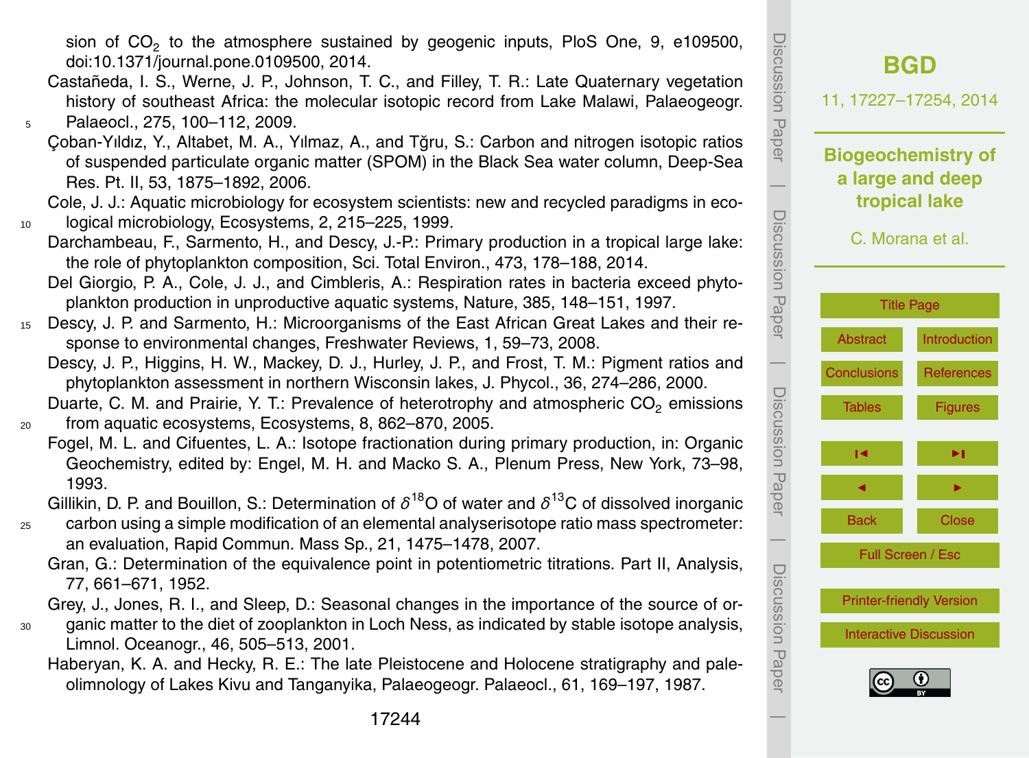sion of $CO_2$ to the atmosphere sustained by geogenic inputs, PloS One, 9, e109500, doi:10.1371/journal.pone.0109500, 2014.

Castañeda, I. S., Werne, J. P., Johnson, T. C., and Filley, T. R.: Late Quaternary vegetation history of southeast Africa: the molecular isotopic record from Lake Malawi, Palaeogeogr. Palaeocl., 275, 100–112, 2009.

Çoban-Yıldız, Y., Altabet, M. A., Yılmaz, A., and Tğru, S.: Carbon and nitrogen isotopic ratios of suspended particulate organic matter (SPOM) in the Black Sea water column, Deep-Sea Res. Pt. II, 53, 1875–1892, 2006.

Cole, J. J.: Aquatic microbiology for ecosystem scientists: new and recycled paradigms in ecological microbiology, Ecosystems, 2, 215–225, 1999.

Darchambeau, F., Sarmento, H., and Descy, J.-P.: Primary production in a tropical large lake: the role of phytoplankton composition, Sci. Total Environ., 473, 178–188, 2014.

Del Giorgio, P. A., Cole, J. J., and Cimbleris, A.: Respiration rates in bacteria exceed phytoplankton production in unproductive aquatic systems, Nature, 385, 148–151, 1997.

Descy, J. P. and Sarmento, H.: Microorganisms of the East African Great Lakes and their response to environmental changes, Freshwater Reviews, 1, 59–73, 2008.

Descy, J. P., Higgins, H. W., Mackey, D. J., Hurley, J. P., and Frost, T. M.: Pigment ratios and phytoplankton assessment in northern Wisconsin lakes, J. Phycol., 36, 274–286, 2000.

Duarte, C. M. and Prairie, Y. T.: Prevalence of heterotrophy and atmospheric $CO_2$ emissions from aquatic ecosystems, Ecosystems, 8, 862–870, 2005.

Fogel, M. L. and Cifuentes, L. A.: Isotope fractionation during primary production, in: Organic Geochemistry, edited by: Engel, M. H. and Macko S. A., Plenum Press, New York, 73–98, 1993.

Gillikin, D. P. and Bouillon, S.: Determination of $\delta^{18}O$ of water and $\delta^{13}C$ of dissolved inorganic carbon using a simple modification of an elemental analyserisotope ratio mass spectrometer: an evaluation, Rapid Commun. Mass Sp., 21, 1475–1478, 2007.

Gran, G.: Determination of the equivalence point in potentiometric titrations. Part II, Analysis, 77, 661–671, 1952.

Grey, J., Jones, R. I., and Sleep, D.: Seasonal changes in the importance of the source of organic matter to the diet of zooplankton in Loch Ness, as indicated by stable isotope analysis, Limnol. Oceanogr., 46, 505–513, 2001.

Haberyan, K. A. and Hecky, R. E.: The late Pleistocene and Holocene stratigraphy and paleolimnology of Lakes Kivu and Tanganyika, Palaeogeogr. Palaeocl., 61, 169–197, 1987.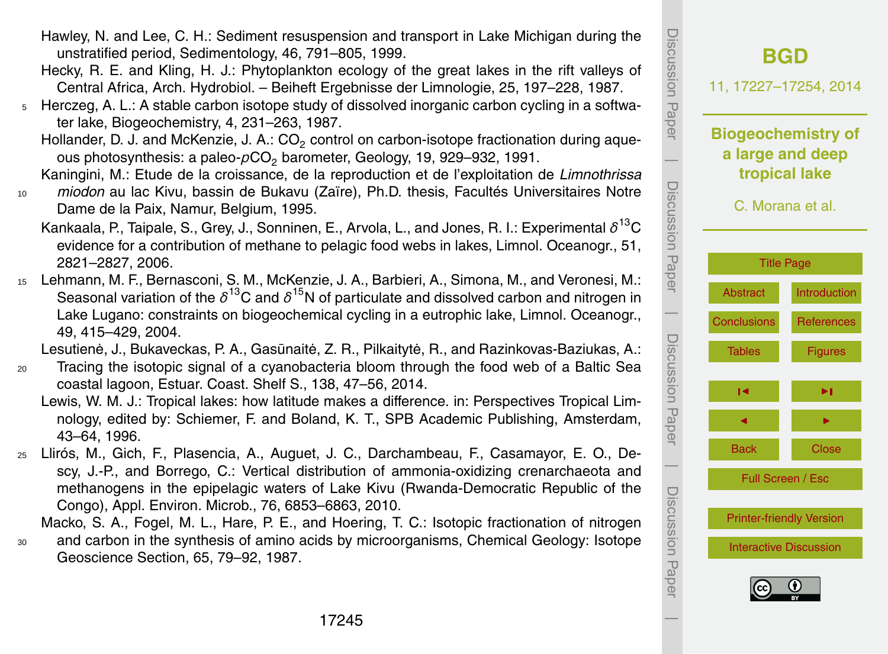Hawley, N. and Lee, C. H.: Sediment resuspension and transport in Lake Michigan during the unstratified period, Sedimentology, 46, 791–805, 1999.

Hecky, R. E. and Kling, H. J.: Phytoplankton ecology of the great lakes in the rift valleys of Central Africa, Arch. Hydrobiol. – Beiheft Ergebnisse der Limnologie, 25, 197–228, 1987.

Herczeg, A. L.: A stable carbon isotope study of dissolved inorganic carbon cycling in a softwater lake, Biogeochemistry, 4, 231–263, 1987.

Hollander, D. J. and McKenzie, J. A.: $CO_2$ control on carbon-isotope fractionation during aqueous photosynthesis: a paleo-$pCO_2$ barometer, Geology, 19, 929–932, 1991.

Kaningini, M.: Etude de la croissance, de la reproduction et de l'exploitation de *Limnothrissa miodon* au lac Kivu, bassin de Bukavu (Zaïre), Ph.D. thesis, Facultés Universitaires Notre Dame de la Paix, Namur, Belgium, 1995.

Kankaala, P., Taipale, S., Grey, J., Sonninen, E., Arvola, L., and Jones, R. I.: Experimental $\delta^{13}C$ evidence for a contribution of methane to pelagic food webs in lakes, Limnol. Oceanogr., 51, 2821–2827, 2006.

Lehmann, M. F., Bernasconi, S. M., McKenzie, J. A., Barbieri, A., Simona, M., and Veronesi, M.: Seasonal variation of the $\delta^{13}C$ and $\delta^{15}N$ of particulate and dissolved carbon and nitrogen in Lake Lugano: constraints on biogeochemical cycling in a eutrophic lake, Limnol. Oceanogr., 49, 415–429, 2004.

Lesutienė, J., Bukaveckas, P. A., Gasūnaitė, Z. R., Pilkaitytė, R., and Razinkovas-Baziukas, A.: Tracing the isotopic signal of a cyanobacteria bloom through the food web of a Baltic Sea coastal lagoon, Estuar. Coast. Shelf S., 138, 47–56, 2014.

Lewis, W. M. J.: Tropical lakes: how latitude makes a difference. in: Perspectives Tropical Limnology, edited by: Schiemer, F. and Boland, K. T., SPB Academic Publishing, Amsterdam, 43–64, 1996.

Llirós, M., Gich, F., Plasencia, A., Auguet, J. C., Darchambeau, F., Casamayor, E. O., Descy, J.-P., and Borrego, C.: Vertical distribution of ammonia-oxidizing crenarchaeota and methanogens in the epipelagic waters of Lake Kivu (Rwanda-Democratic Republic of the Congo), Appl. Environ. Microb., 76, 6853–6863, 2010.

Macko, S. A., Fogel, M. L., Hare, P. E., and Hoering, T. C.: Isotopic fractionation of nitrogen and carbon in the synthesis of amino acids by microorganisms, Chemical Geology: Isotope Geoscience Section, 65, 79–92, 1987.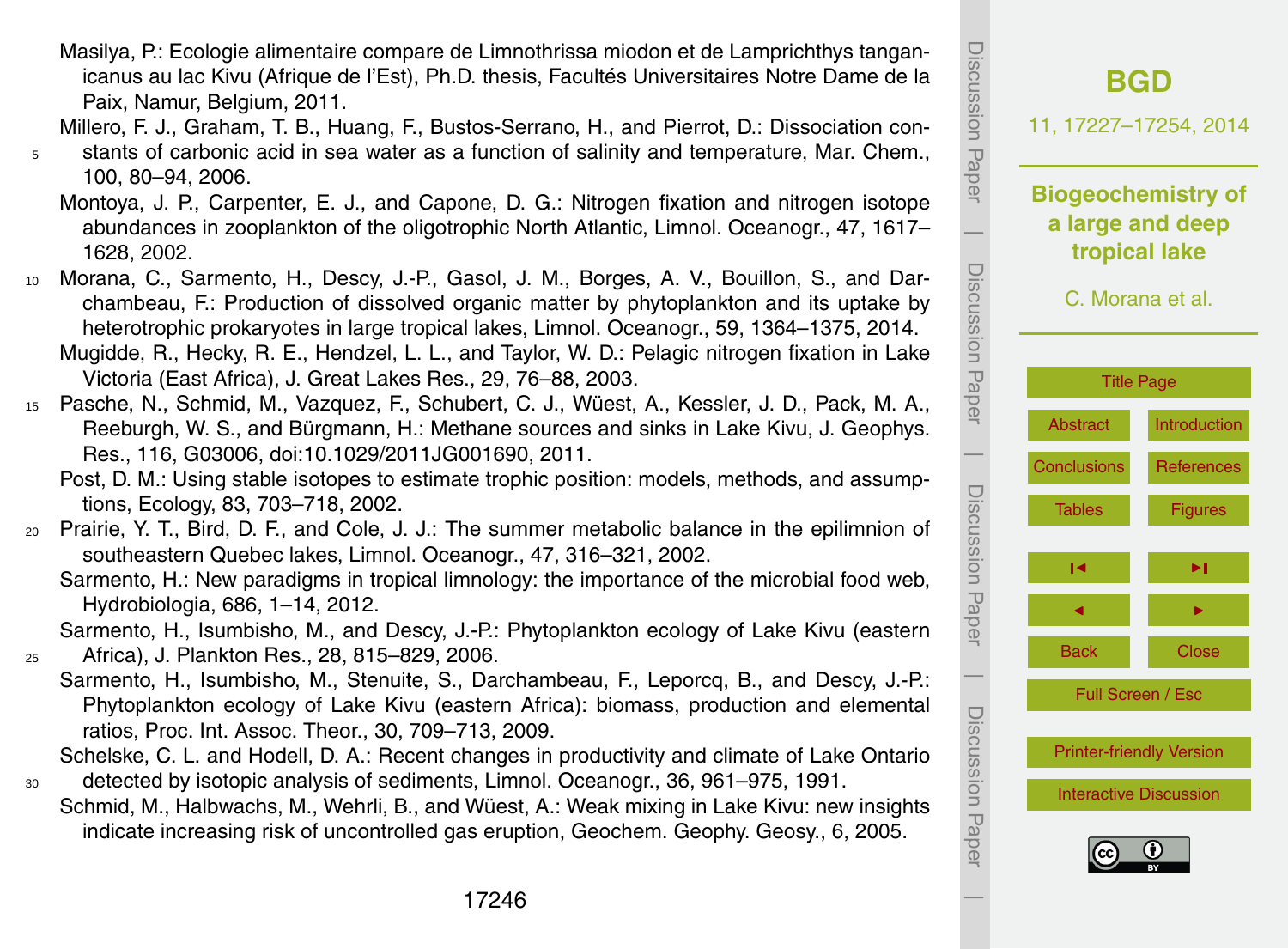Masilya, P.: Ecologie alimentaire compare de Limnothrissa miodon et de Lamprichthys tanganicanus au lac Kivu (Afrique de l'Est), Ph.D. thesis, Facultés Universitaires Notre Dame de la Paix, Namur, Belgium, 2011.

Millero, F. J., Graham, T. B., Huang, F., Bustos-Serrano, H., and Pierrot, D.: Dissociation constants of carbonic acid in sea water as a function of salinity and temperature, Mar. Chem., 100, 80–94, 2006.

Montoya, J. P., Carpenter, E. J., and Capone, D. G.: Nitrogen fixation and nitrogen isotope abundances in zooplankton of the oligotrophic North Atlantic, Limnol. Oceanogr., 47, 1617–1628, 2002.

Morana, C., Sarmento, H., Descy, J.-P., Gasol, J. M., Borges, A. V., Bouillon, S., and Darchambeau, F.: Production of dissolved organic matter by phytoplankton and its uptake by heterotrophic prokaryotes in large tropical lakes, Limnol. Oceanogr., 59, 1364–1375, 2014.

Mugidde, R., Hecky, R. E., Hendzel, L. L., and Taylor, W. D.: Pelagic nitrogen fixation in Lake Victoria (East Africa), J. Great Lakes Res., 29, 76–88, 2003.

Pasche, N., Schmid, M., Vazquez, F., Schubert, C. J., Wüest, A., Kessler, J. D., Pack, M. A., Reeburgh, W. S., and Bürgmann, H.: Methane sources and sinks in Lake Kivu, J. Geophys. Res., 116, G03006, doi:10.1029/2011JG001690, 2011.

Post, D. M.: Using stable isotopes to estimate trophic position: models, methods, and assumptions, Ecology, 83, 703–718, 2002.

Prairie, Y. T., Bird, D. F., and Cole, J. J.: The summer metabolic balance in the epilimnion of southeastern Quebec lakes, Limnol. Oceanogr., 47, 316–321, 2002.

Sarmento, H.: New paradigms in tropical limnology: the importance of the microbial food web, Hydrobiologia, 686, 1–14, 2012.

Sarmento, H., Isumbisho, M., and Descy, J.-P.: Phytoplankton ecology of Lake Kivu (eastern Africa), J. Plankton Res., 28, 815–829, 2006.

Sarmento, H., Isumbisho, M., Stenuite, S., Darchambeau, F., Leporcq, B., and Descy, J.-P.: Phytoplankton ecology of Lake Kivu (eastern Africa): biomass, production and elemental ratios, Proc. Int. Assoc. Theor., 30, 709–713, 2009.

Schelske, C. L. and Hodell, D. A.: Recent changes in productivity and climate of Lake Ontario detected by isotopic analysis of sediments, Limnol. Oceanogr., 36, 961–975, 1991.

Schmid, M., Halbwachs, M., Wehrli, B., and Wüest, A.: Weak mixing in Lake Kivu: new insights indicate increasing risk of uncontrolled gas eruption, Geochem. Geophy. Geosy., 6, 2005.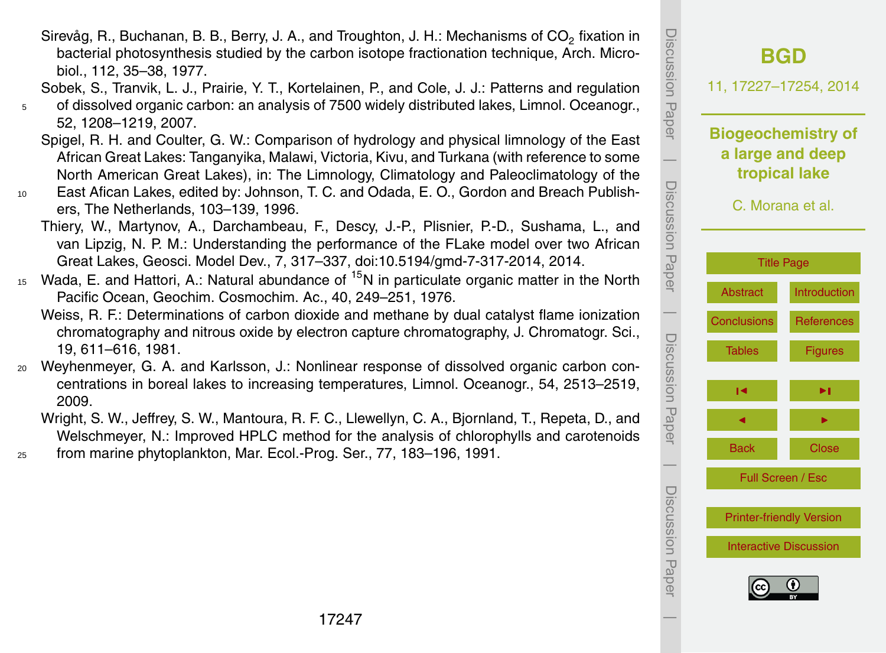Sirevåg, R., Buchanan, B. B., Berry, J. A., and Troughton, J. H.: Mechanisms of $CO_2$ fixation in bacterial photosynthesis studied by the carbon isotope fractionation technique, Arch. Microbiol., 112, 35–38, 1977.

Sobek, S., Tranvik, L. J., Prairie, Y. T., Kortelainen, P., and Cole, J. J.: Patterns and regulation of dissolved organic carbon: an analysis of 7500 widely distributed lakes, Limnol. Oceanogr., 52, 1208–1219, 2007.

Spigel, R. H. and Coulter, G. W.: Comparison of hydrology and physical limnology of the East African Great Lakes: Tanganyika, Malawi, Victoria, Kivu, and Turkana (with reference to some North American Great Lakes), in: The Limnology, Climatology and Paleoclimatology of the East Afican Lakes, edited by: Johnson, T. C. and Odada, E. O., Gordon and Breach Publishers, The Netherlands, 103–139, 1996.

Thiery, W., Martynov, A., Darchambeau, F., Descy, J.-P., Plisnier, P.-D., Sushama, L., and van Lipzig, N. P. M.: Understanding the performance of the FLake model over two African Great Lakes, Geosci. Model Dev., 7, 317–337, doi:10.5194/gmd-7-317-2014, 2014.

Wada, E. and Hattori, A.: Natural abundance of $^{15}N$ in particulate organic matter in the North Pacific Ocean, Geochim. Cosmochim. Ac., 40, 249–251, 1976.

Weiss, R. F.: Determinations of carbon dioxide and methane by dual catalyst flame ionization chromatography and nitrous oxide by electron capture chromatography, J. Chromatogr. Sci., 19, 611–616, 1981.

Weyhenmeyer, G. A. and Karlsson, J.: Nonlinear response of dissolved organic carbon concentrations in boreal lakes to increasing temperatures, Limnol. Oceanogr., 54, 2513–2519, 2009.

Wright, S. W., Jeffrey, S. W., Mantoura, R. F. C., Llewellyn, C. A., Bjornland, T., Repeta, D., and Welschmeyer, N.: Improved HPLC method for the analysis of chlorophylls and carotenoids from marine phytoplankton, Mar. Ecol.-Prog. Ser., 77, 183–196, 1991.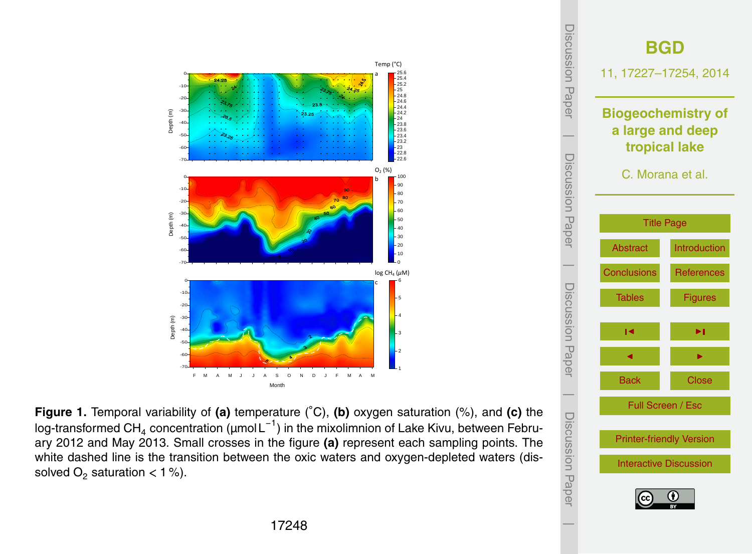**Figure 1.** Temporal variability of **(a)** temperature (°C), **(b)** oxygen saturation (%), and **(c)** the log-transformed $CH_4$ concentration ($\mu mol\,L^{-1}$) in the mixolimnion of Lake Kivu, between February 2012 and May 2013. Small crosses in the figure **(a)** represent each sampling points. The white dashed line is the transition between the oxic waters and oxygen-depleted waters (dissolved $O_2$ saturation < 1 %).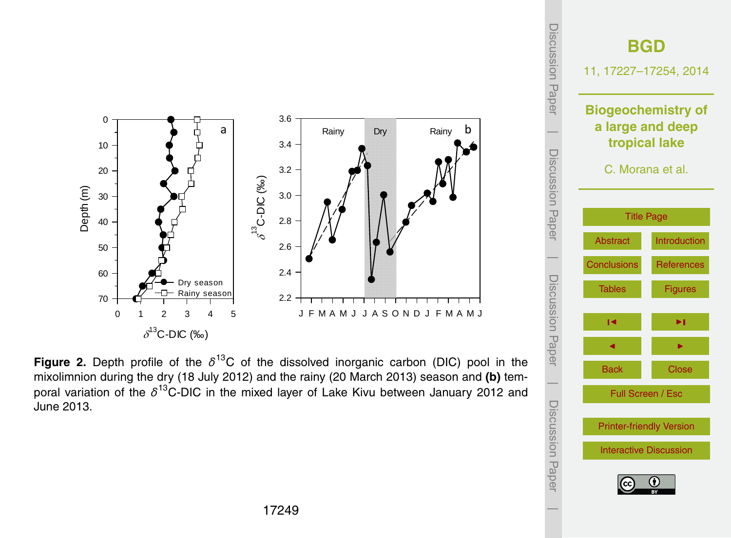**Figure 2.** Depth profile of the $\delta^{13}$C of the dissolved inorganic carbon (DIC) pool in the mixolimnion during the dry (18 July 2012) and the rainy (20 March 2013) season and **(b)** temporal variation of the $\delta^{13}$C-DIC in the mixed layer of Lake Kivu between January 2012 and June 2013.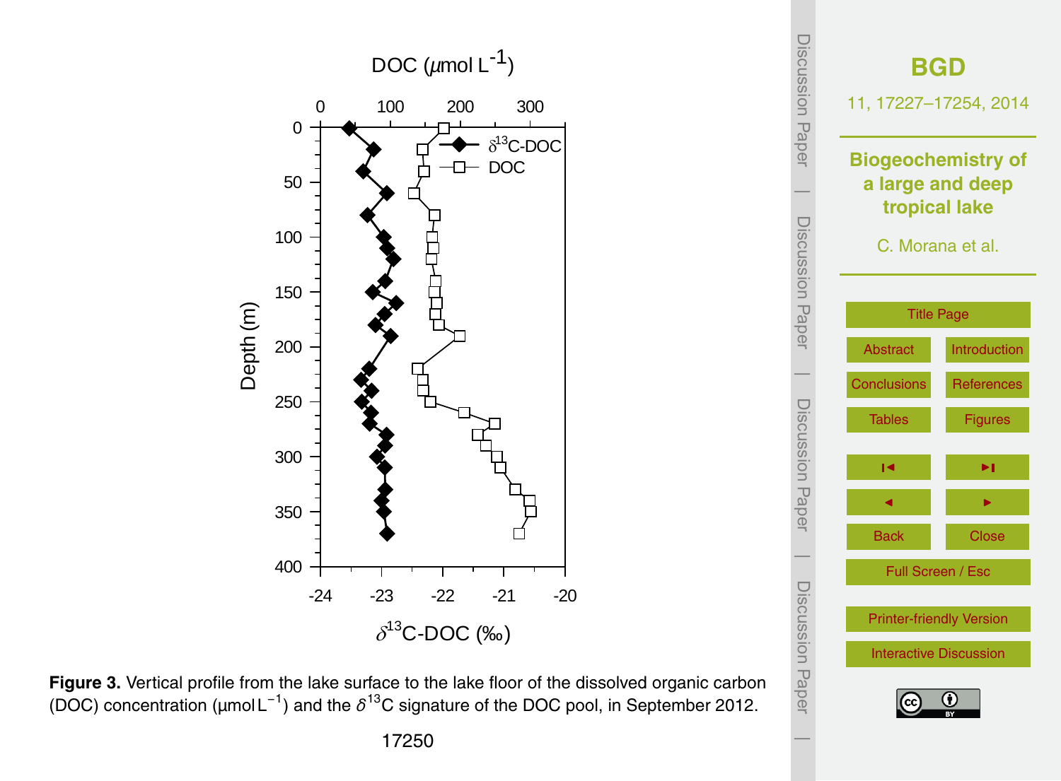**Figure 3.** Vertical profile from the lake surface to the lake floor of the dissolved organic carbon (DOC) concentration ($\mu$mol $L^{-1}$) and the $\delta^{13}C$ signature of the DOC pool, in September 2012.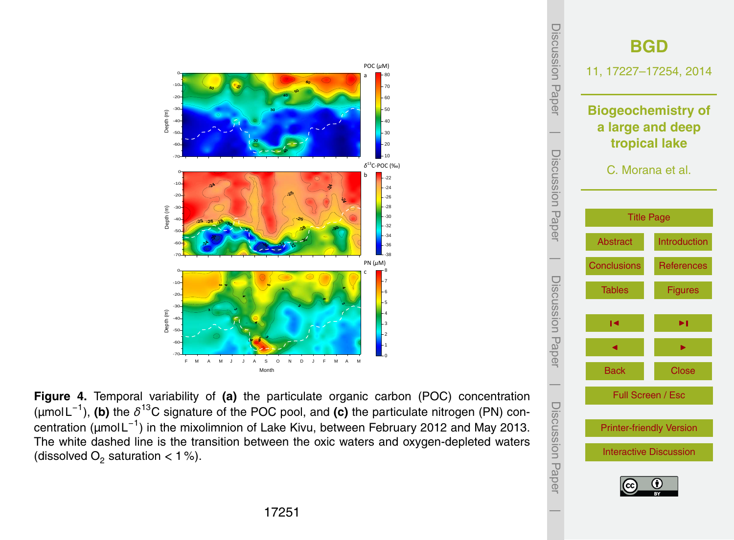**Figure 4.** Temporal variability of **(a)** the particulate organic carbon (POC) concentration ($\mu$mol $L^{-1}$), **(b)** the $\delta^{13}$C signature of the POC pool, and **(c)** the particulate nitrogen (PN) concentration ($\mu$mol $L^{-1}$) in the mixolimnion of Lake Kivu, between February 2012 and May 2013. The white dashed line is the transition between the oxic waters and oxygen-depleted waters (dissolved $O_2$ saturation < 1 %).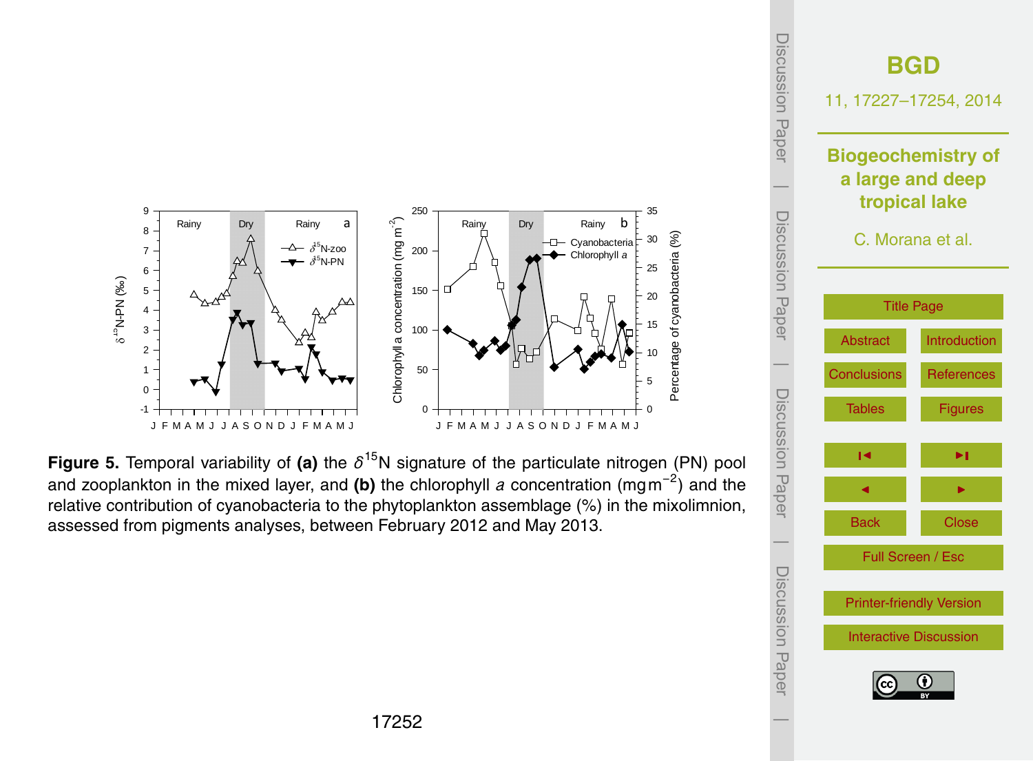**Figure 5.** Temporal variability of **(a)** the $\delta^{15}$N signature of the particulate nitrogen (PN) pool and zooplankton in the mixed layer, and **(b)** the chlorophyll *a* concentration (mg m$^{-2}$) and the relative contribution of cyanobacteria to the phytoplankton assemblage (%) in the mixolimnion, assessed from pigments analyses, between February 2012 and May 2013.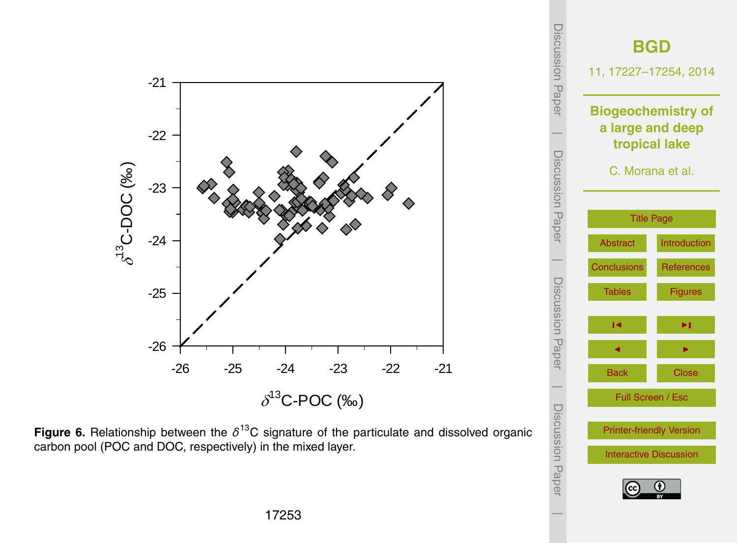**Figure 6.** Relationship between the $\delta^{13}C$ signature of the particulate and dissolved organic carbon pool (POC and DOC, respectively) in the mixed layer.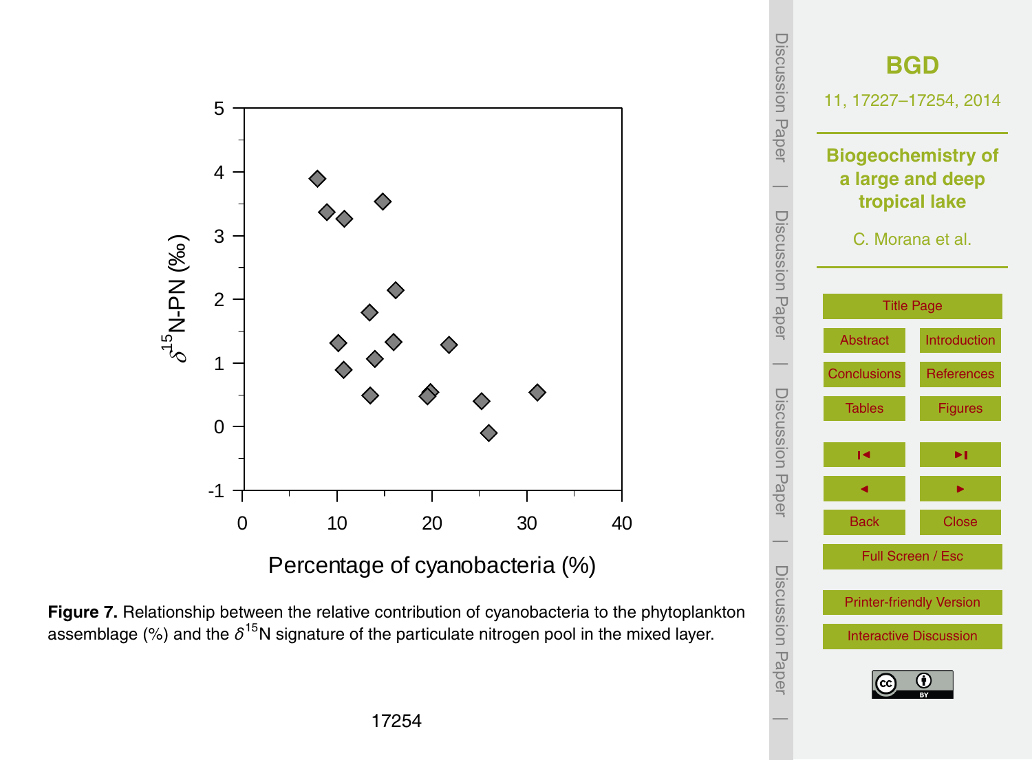5

4

3

2

1

0

-1

0

10

20

30

40

$\delta^{15}$N-PN (‰)

Percentage of cyanobacteria (%)

**Figure 7.** Relationship between the relative contribution of cyanobacteria to the phytoplankton assemblage (%) and the $\delta^{15}$N signature of the particulate nitrogen pool in the mixed layer.